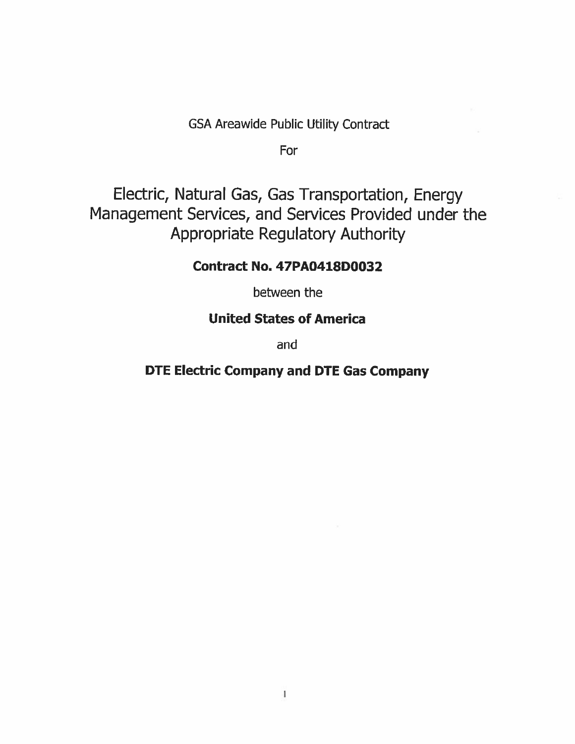GSA Areawide Public Utility Contract

For

# Electric, Natural Gas, Gas Transportation, Energy Management Services, and Services Provided under the Appropriate Regulatory Authority

**Contract No. 47PA0418D0032**

between the

**United States of America**

and

**DTE Electric Company and DTE Gas Company**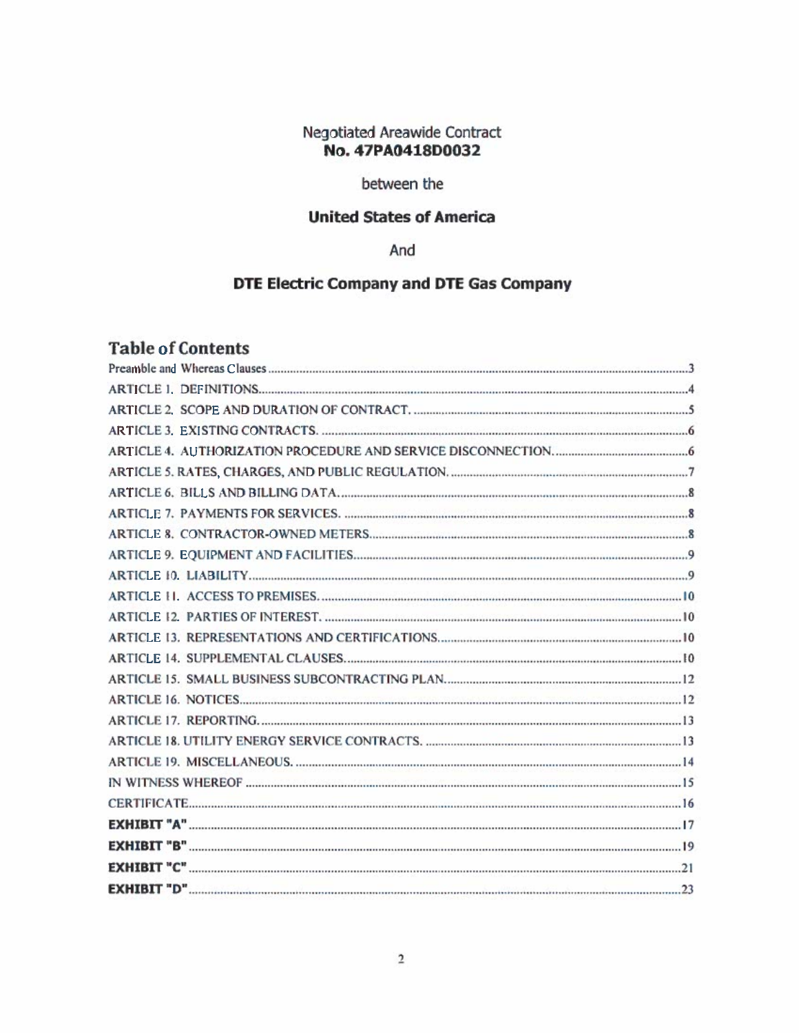Negotiated Areawide Contract
**No. 47PA0418D0032**

between the

**United States of America**

And

**DTE Electric Company and DTE Gas Company**

## Table of Contents

| | |
|---|---|
| Preamble and Whereas Clauses | 3 |
| ARTICLE 1. DEFINITIONS | 4 |
| ARTICLE 2. SCOPE AND DURATION OF CONTRACT. | 5 |
| ARTICLE 3. EXISTING CONTRACTS. | 6 |
| ARTICLE 4. AUTHORIZATION PROCEDURE AND SERVICE DISCONNECTION. | 6 |
| ARTICLE 5. RATES, CHARGES, AND PUBLIC REGULATION. | 7 |
| ARTICLE 6. BILLS AND BILLING DATA. | 8 |
| ARTICLE 7. PAYMENTS FOR SERVICES. | 8 |
| ARTICLE 8. CONTRACTOR-OWNED METERS | 8 |
| ARTICLE 9. EQUIPMENT AND FACILITIES | 9 |
| ARTICLE 10. LIABILITY | 9 |
| ARTICLE 11. ACCESS TO PREMISES. | 10 |
| ARTICLE 12. PARTIES OF INTEREST. | 10 |
| ARTICLE 13. REPRESENTATIONS AND CERTIFICATIONS | 10 |
| ARTICLE 14. SUPPLEMENTAL CLAUSES | 10 |
| ARTICLE 15. SMALL BUSINESS SUBCONTRACTING PLAN | 12 |
| ARTICLE 16. NOTICES | 12 |
| ARTICLE 17. REPORTING. | 13 |
| ARTICLE 18. UTILITY ENERGY SERVICE CONTRACTS. | 13 |
| ARTICLE 19. MISCELLANEOUS. | 14 |
| IN WITNESS WHEREOF | 15 |
| CERTIFICATE | 16 |
| **EXHIBIT "A"** | 17 |
| **EXHIBIT "B"** | 19 |
| **EXHIBIT "C"** | 21 |
| **EXHIBIT "D"** | 23 |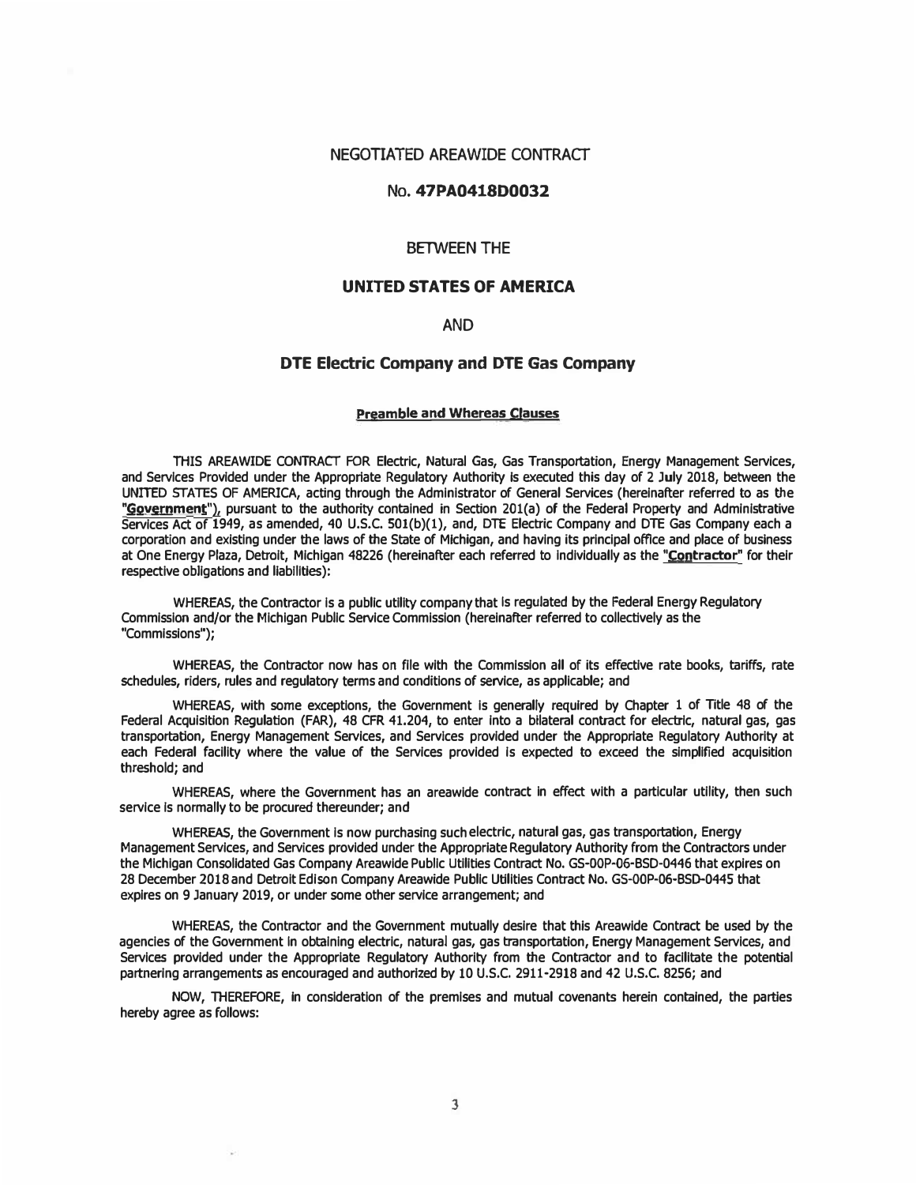NEGOTIATED AREAWIDE CONTRACT

No. **47PA0418D0032**

BETWEEN THE

**UNITED STATES OF AMERICA**

AND

**DTE Electric Company and DTE Gas Company**

**Preamble and Whereas Clauses**

THIS AREAWIDE CONTRACT FOR Electric, Natural Gas, Gas Transportation, Energy Management Services, and Services Provided under the Appropriate Regulatory Authority is executed this day of 2 July 2018, between the UNITED STATES OF AMERICA, acting through the Administrator of General Services (hereinafter referred to as the "**Government**"), pursuant to the authority contained in Section 201(a) of the Federal Property and Administrative Services Act of 1949, as amended, 40 U.S.C. 501(b)(1), and, DTE Electric Company and DTE Gas Company each a corporation and existing under the laws of the State of Michigan, and having its principal office and place of business at One Energy Plaza, Detroit, Michigan 48226 (hereinafter each referred to individually as the "**Contractor**" for their respective obligations and liabilities):

WHEREAS, the Contractor is a public utility company that is regulated by the Federal Energy Regulatory Commission and/or the Michigan Public Service Commission (hereinafter referred to collectively as the "Commissions");

WHEREAS, the Contractor now has on file with the Commission all of its effective rate books, tariffs, rate schedules, riders, rules and regulatory terms and conditions of service, as applicable; and

WHEREAS, with some exceptions, the Government is generally required by Chapter 1 of Title 48 of the Federal Acquisition Regulation (FAR), 48 CFR 41.204, to enter into a bilateral contract for electric, natural gas, gas transportation, Energy Management Services, and Services provided under the Appropriate Regulatory Authority at each Federal facility where the value of the Services provided is expected to exceed the simplified acquisition threshold; and

WHEREAS, where the Government has an areawide contract in effect with a particular utility, then such service is normally to be procured thereunder; and

WHEREAS, the Government is now purchasing such electric, natural gas, gas transportation, Energy Management Services, and Services provided under the Appropriate Regulatory Authority from the Contractors under the Michigan Consolidated Gas Company Areawide Public Utilities Contract No. GS-00P-06-BSD-0446 that expires on 28 December 2018 and Detroit Edison Company Areawide Public Utilities Contract No. GS-00P-06-BSD-0445 that expires on 9 January 2019, or under some other service arrangement; and

WHEREAS, the Contractor and the Government mutually desire that this Areawide Contract be used by the agencies of the Government in obtaining electric, natural gas, gas transportation, Energy Management Services, and Services provided under the Appropriate Regulatory Authority from the Contractor and to facilitate the potential partnering arrangements as encouraged and authorized by 10 U.S.C. 2911-2918 and 42 U.S.C. 8256; and

NOW, THEREFORE, in consideration of the premises and mutual covenants herein contained, the parties hereby agree as follows: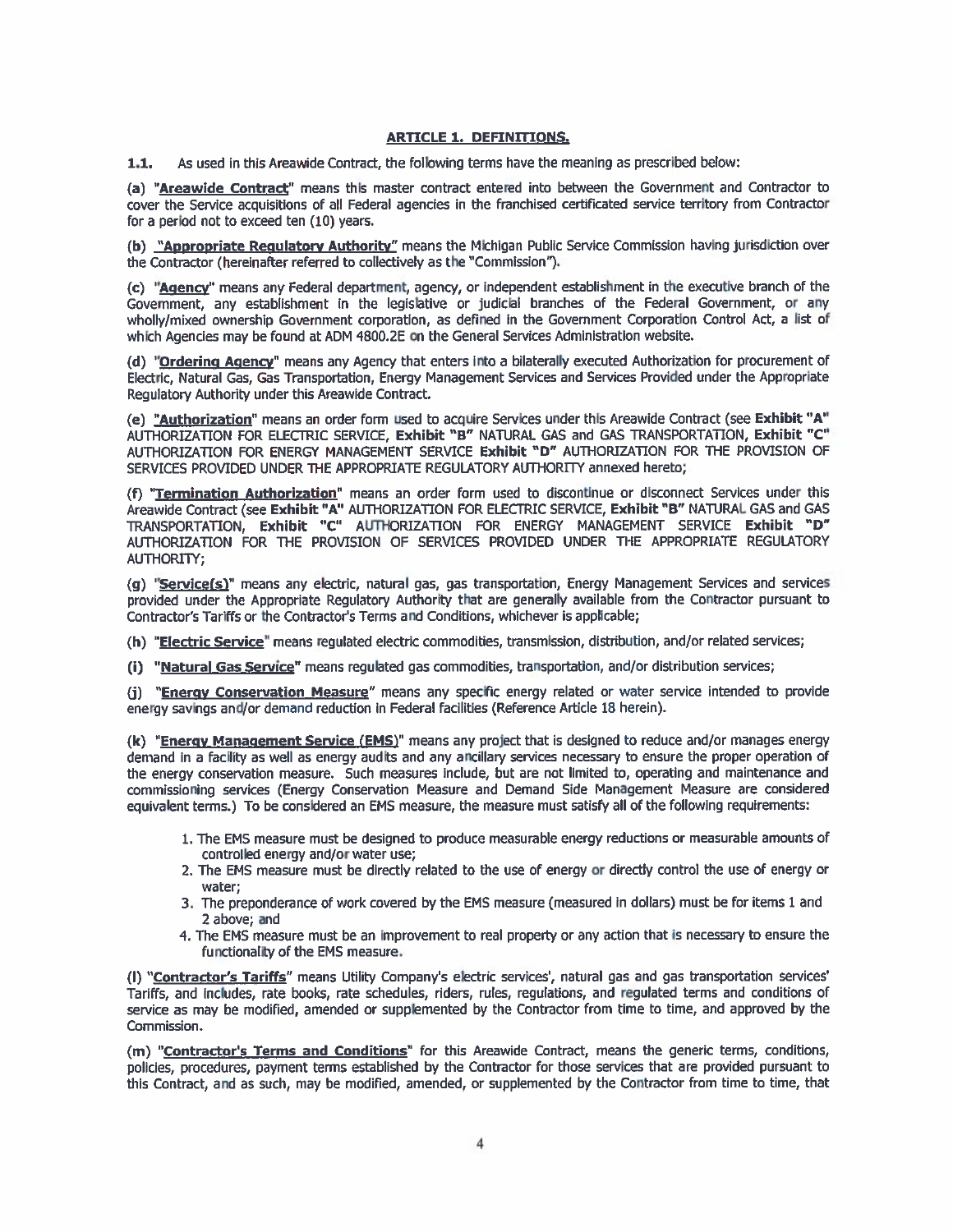## ARTICLE 1. DEFINITIONS.

**1.1.** As used in this Areawide Contract, the following terms have the meaning as prescribed below:

**(a) "Areawide Contract"** means this master contract entered into between the Government and Contractor to cover the Service acquisitions of all Federal agencies in the franchised certificated service territory from Contractor for a period not to exceed ten (10) years.

**(b) "Appropriate Regulatory Authority"** means the Michigan Public Service Commission having jurisdiction over the Contractor (hereinafter referred to collectively as the "Commission").

**(c) "Agency"** means any Federal department, agency, or independent establishment in the executive branch of the Government, any establishment in the legislative or judicial branches of the Federal Government, or any wholly/mixed ownership Government corporation, as defined in the Government Corporation Control Act, a list of which Agencies may be found at ADM 4800.2E on the General Services Administration website.

**(d) "Ordering Agency"** means any Agency that enters into a bilaterally executed Authorization for procurement of Electric, Natural Gas, Gas Transportation, Energy Management Services and Services Provided under the Appropriate Regulatory Authority under this Areawide Contract.

**(e) "Authorization"** means an order form used to acquire Services under this Areawide Contract (see **Exhibit "A"** AUTHORIZATION FOR ELECTRIC SERVICE, **Exhibit "B"** NATURAL GAS and GAS TRANSPORTATION, **Exhibit "C"** AUTHORIZATION FOR ENERGY MANAGEMENT SERVICE **Exhibit "D"** AUTHORIZATION FOR THE PROVISION OF SERVICES PROVIDED UNDER THE APPROPRIATE REGULATORY AUTHORITY annexed hereto;

**(f) "Termination Authorization"** means an order form used to discontinue or disconnect Services under this Areawide Contract (see **Exhibit "A"** AUTHORIZATION FOR ELECTRIC SERVICE, **Exhibit "B"** NATURAL GAS and GAS TRANSPORTATION, **Exhibit "C"** AUTHORIZATION FOR ENERGY MANAGEMENT SERVICE **Exhibit "D"** AUTHORIZATION FOR THE PROVISION OF SERVICES PROVIDED UNDER THE APPROPRIATE REGULATORY AUTHORITY;

**(g) "Service(s)"** means any electric, natural gas, gas transportation, Energy Management Services and services provided under the Appropriate Regulatory Authority that are generally available from the Contractor pursuant to Contractor's Tariffs or the Contractor's Terms and Conditions, whichever is applicable;

**(h) "Electric Service"** means regulated electric commodities, transmission, distribution, and/or related services;

**(i) "Natural Gas Service"** means regulated gas commodities, transportation, and/or distribution services;

**(j) "Energy Conservation Measure"** means any specific energy related or water service intended to provide energy savings and/or demand reduction in Federal facilities (Reference Article 18 herein).

**(k) "Energy Management Service (EMS)"** means any project that is designed to reduce and/or manages energy demand in a facility as well as energy audits and any ancillary services necessary to ensure the proper operation of the energy conservation measure. Such measures include, but are not limited to, operating and maintenance and commissioning services (Energy Conservation Measure and Demand Side Management Measure are considered equivalent terms.) To be considered an EMS measure, the measure must satisfy all of the following requirements:

1. The EMS measure must be designed to produce measurable energy reductions or measurable amounts of controlled energy and/or water use;
2. The EMS measure must be directly related to the use of energy or directly control the use of energy or water;
3. The preponderance of work covered by the EMS measure (measured in dollars) must be for items 1 and 2 above; and
4. The EMS measure must be an improvement to real property or any action that is necessary to ensure the functionality of the EMS measure.

**(l) "Contractor's Tariffs"** means Utility Company's electric services', natural gas and gas transportation services' Tariffs, and includes, rate books, rate schedules, riders, rules, regulations, and regulated terms and conditions of service as may be modified, amended or supplemented by the Contractor from time to time, and approved by the Commission.

**(m) "Contractor's Terms and Conditions"** for this Areawide Contract, means the generic terms, conditions, policies, procedures, payment terms established by the Contractor for those services that are provided pursuant to this Contract, and as such, may be modified, amended, or supplemented by the Contractor from time to time, that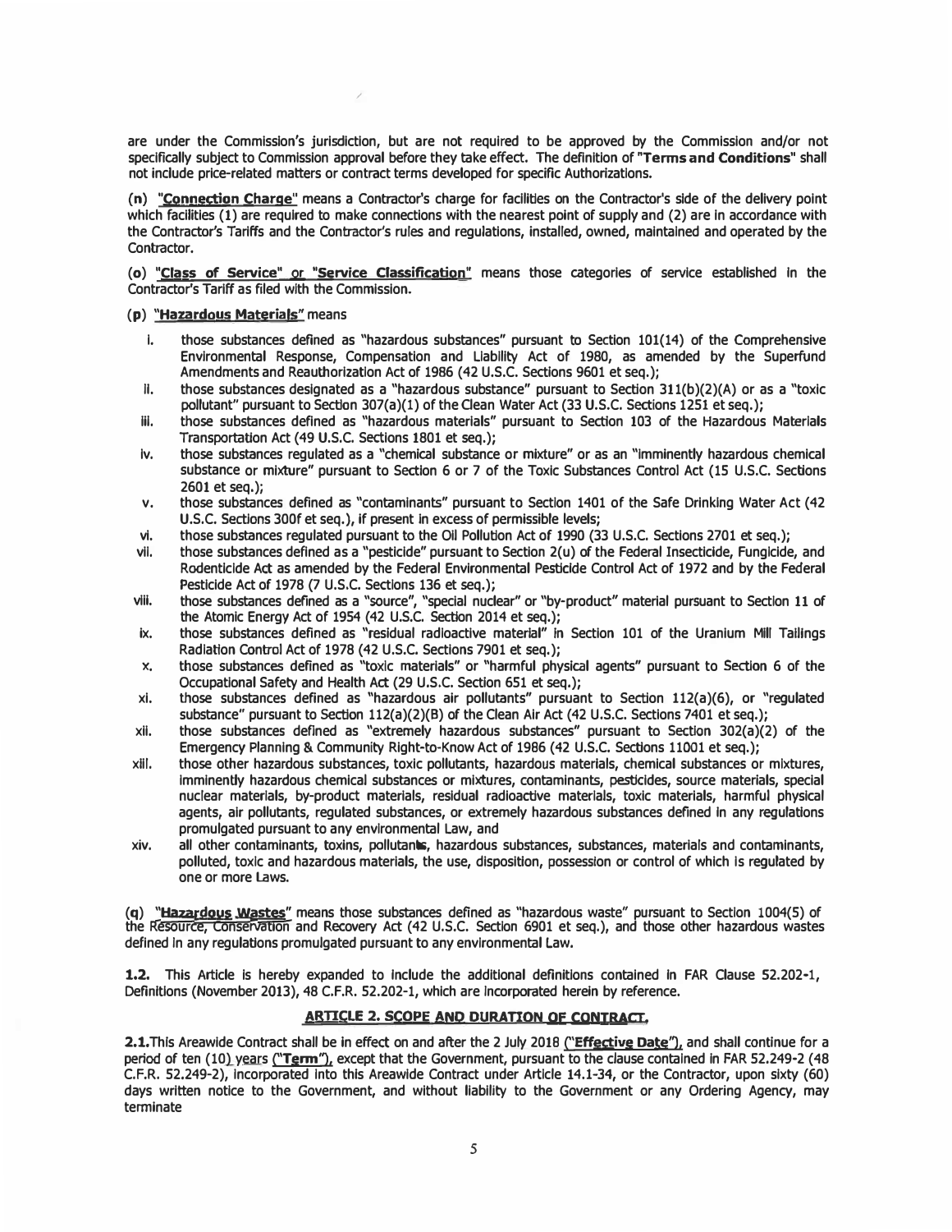are under the Commission's jurisdiction, but are not required to be approved by the Commission and/or not specifically subject to Commission approval before they take effect. The definition of "**Terms and Conditions**" shall not include price-related matters or contract terms developed for specific Authorizations.

**(n)** "**Connection Charge**" means a Contractor's charge for facilities on the Contractor's side of the delivery point which facilities (1) are required to make connections with the nearest point of supply and (2) are in accordance with the Contractor's Tariffs and the Contractor's rules and regulations, installed, owned, maintained and operated by the Contractor.

**(o)** "**Class of Service**" or "**Service Classification**" means those categories of service established in the Contractor's Tariff as filed with the Commission.

**(p)** "**Hazardous Materials**" means

- i. those substances defined as "hazardous substances" pursuant to Section 101(14) of the Comprehensive Environmental Response, Compensation and Liability Act of 1980, as amended by the Superfund Amendments and Reauthorization Act of 1986 (42 U.S.C. Sections 9601 et seq.);
- ii. those substances designated as a "hazardous substance" pursuant to Section 311(b)(2)(A) or as a "toxic pollutant" pursuant to Section 307(a)(1) of the Clean Water Act (33 U.S.C. Sections 1251 et seq.);
- iii. those substances defined as "hazardous materials" pursuant to Section 103 of the Hazardous Materials Transportation Act (49 U.S.C. Sections 1801 et seq.);
- iv. those substances regulated as a "chemical substance or mixture" or as an "imminently hazardous chemical substance or mixture" pursuant to Section 6 or 7 of the Toxic Substances Control Act (15 U.S.C. Sections 2601 et seq.);
- v. those substances defined as "contaminants" pursuant to Section 1401 of the Safe Drinking Water Act (42 U.S.C. Sections 300f et seq.), if present in excess of permissible levels;
- vi. those substances regulated pursuant to the Oil Pollution Act of 1990 (33 U.S.C. Sections 2701 et seq.);
- vii. those substances defined as a "pesticide" pursuant to Section 2(u) of the Federal Insecticide, Fungicide, and Rodenticide Act as amended by the Federal Environmental Pesticide Control Act of 1972 and by the Federal Pesticide Act of 1978 (7 U.S.C. Sections 136 et seq.);
- viii. those substances defined as a "source", "special nuclear" or "by-product" material pursuant to Section 11 of the Atomic Energy Act of 1954 (42 U.S.C. Section 2014 et seq.);
- ix. those substances defined as "residual radioactive material" in Section 101 of the Uranium Mill Tailings Radiation Control Act of 1978 (42 U.S.C. Sections 7901 et seq.);
- x. those substances defined as "toxic materials" or "harmful physical agents" pursuant to Section 6 of the Occupational Safety and Health Act (29 U.S.C. Section 651 et seq.);
- xi. those substances defined as "hazardous air pollutants" pursuant to Section 112(a)(6), or "regulated substance" pursuant to Section 112(a)(2)(B) of the Clean Air Act (42 U.S.C. Sections 7401 et seq.);
- xii. those substances defined as "extremely hazardous substances" pursuant to Section 302(a)(2) of the Emergency Planning & Community Right-to-Know Act of 1986 (42 U.S.C. Sections 11001 et seq.);
- xiii. those other hazardous substances, toxic pollutants, hazardous materials, chemical substances or mixtures, imminently hazardous chemical substances or mixtures, contaminants, pesticides, source materials, special nuclear materials, by-product materials, residual radioactive materials, toxic materials, harmful physical agents, air pollutants, regulated substances, or extremely hazardous substances defined in any regulations promulgated pursuant to any environmental Law, and
- xiv. all other contaminants, toxins, pollutants, hazardous substances, substances, materials and contaminants, polluted, toxic and hazardous materials, the use, disposition, possession or control of which is regulated by one or more Laws.

**(q)** "**Hazardous Wastes**" means those substances defined as "hazardous waste" pursuant to Section 1004(5) of the Resource, Conservation and Recovery Act (42 U.S.C. Section 6901 et seq.), and those other hazardous wastes defined in any regulations promulgated pursuant to any environmental Law.

**1.2.** This Article is hereby expanded to include the additional definitions contained in FAR Clause 52.202-1, Definitions (November 2013), 48 C.F.R. 52.202-1, which are incorporated herein by reference.

## ARTICLE 2. SCOPE AND DURATION OF CONTRACT.

**2.1.** This Areawide Contract shall be in effect on and after the 2 July 2018 ("**Effective Date**"), and shall continue for a period of ten (10) years ("**Term**"), except that the Government, pursuant to the clause contained in FAR 52.249-2 (48 C.F.R. 52.249-2), incorporated into this Areawide Contract under Article 14.1-34, or the Contractor, upon sixty (60) days written notice to the Government, and without liability to the Government or any Ordering Agency, may terminate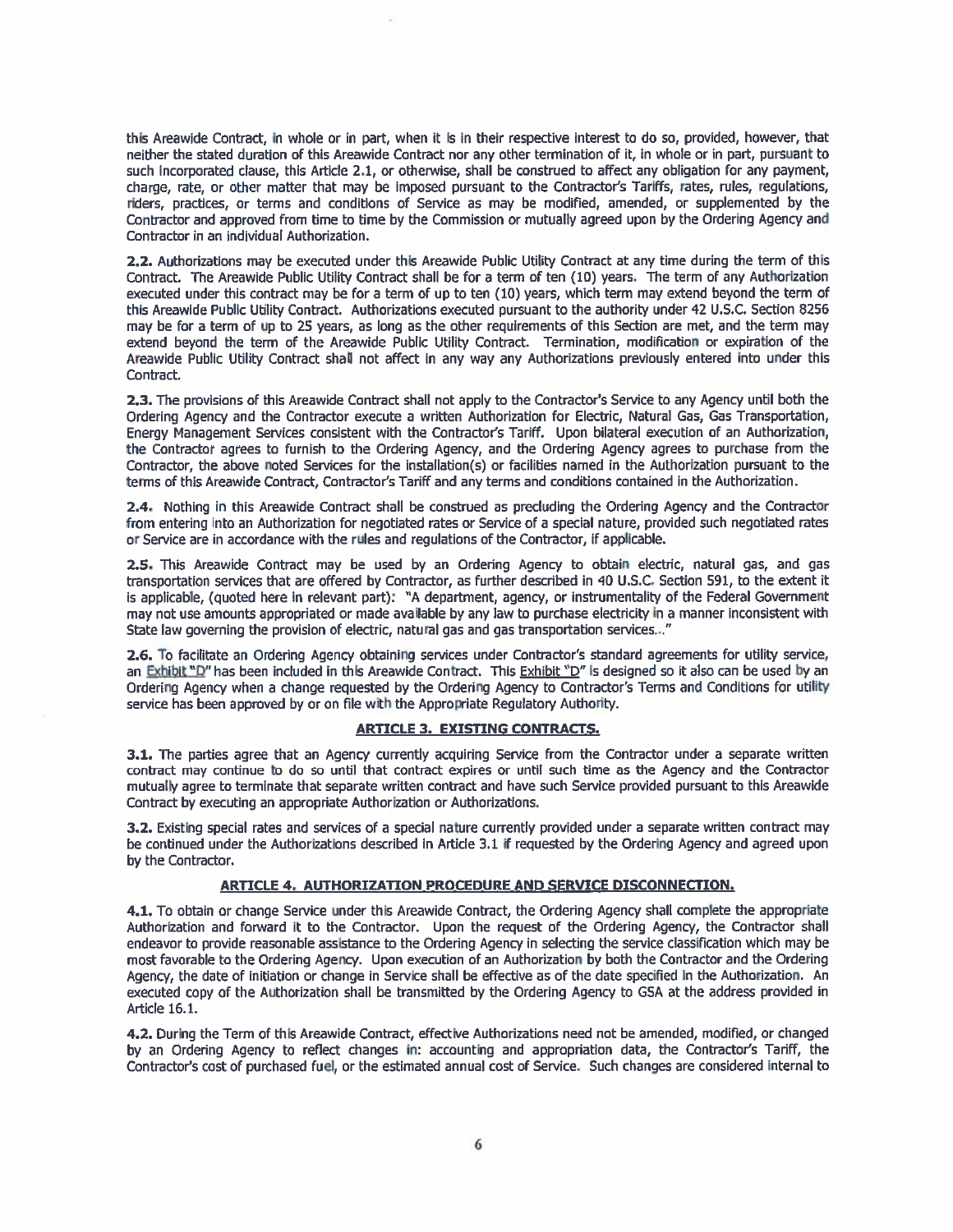this Areawide Contract, in whole or in part, when it is in their respective interest to do so, provided, however, that neither the stated duration of this Areawide Contract nor any other termination of it, in whole or in part, pursuant to such incorporated clause, this Article 2.1, or otherwise, shall be construed to affect any obligation for any payment, charge, rate, or other matter that may be imposed pursuant to the Contractor's Tariffs, rates, rules, regulations, riders, practices, or terms and conditions of Service as may be modified, amended, or supplemented by the Contractor and approved from time to time by the Commission or mutually agreed upon by the Ordering Agency and Contractor in an individual Authorization.

**2.2.** Authorizations may be executed under this Areawide Public Utility Contract at any time during the term of this Contract. The Areawide Public Utility Contract shall be for a term of ten (10) years. The term of any Authorization executed under this contract may be for a term of up to ten (10) years, which term may extend beyond the term of this Areawide Public Utility Contract. Authorizations executed pursuant to the authority under 42 U.S.C. Section 8256 may be for a term of up to 25 years, as long as the other requirements of this Section are met, and the term may extend beyond the term of the Areawide Public Utility Contract. Termination, modification or expiration of the Areawide Public Utility Contract shall not affect in any way any Authorizations previously entered into under this Contract.

**2.3.** The provisions of this Areawide Contract shall not apply to the Contractor's Service to any Agency until both the Ordering Agency and the Contractor execute a written Authorization for Electric, Natural Gas, Gas Transportation, Energy Management Services consistent with the Contractor's Tariff. Upon bilateral execution of an Authorization, the Contractor agrees to furnish to the Ordering Agency, and the Ordering Agency agrees to purchase from the Contractor, the above noted Services for the installation(s) or facilities named in the Authorization pursuant to the terms of this Areawide Contract, Contractor's Tariff and any terms and conditions contained in the Authorization.

**2.4.** Nothing in this Areawide Contract shall be construed as precluding the Ordering Agency and the Contractor from entering into an Authorization for negotiated rates or Service of a special nature, provided such negotiated rates or Service are in accordance with the rules and regulations of the Contractor, if applicable.

**2.5.** This Areawide Contract may be used by an Ordering Agency to obtain electric, natural gas, and gas transportation services that are offered by Contractor, as further described in 40 U.S.C. Section 591, to the extent it is applicable, (quoted here in relevant part): "A department, agency, or instrumentality of the Federal Government may not use amounts appropriated or made available by any law to purchase electricity in a manner inconsistent with State law governing the provision of electric, natural gas and gas transportation services..."

**2.6.** To facilitate an Ordering Agency obtaining services under Contractor's standard agreements for utility service, an Exhibit "D" has been included in this Areawide Contract. This Exhibit "D" is designed so it also can be used by an Ordering Agency when a change requested by the Ordering Agency to Contractor's Terms and Conditions for utility service has been approved by or on file with the Appropriate Regulatory Authority.

## ARTICLE 3. EXISTING CONTRACTS.

**3.1.** The parties agree that an Agency currently acquiring Service from the Contractor under a separate written contract may continue to do so until that contract expires or until such time as the Agency and the Contractor mutually agree to terminate that separate written contract and have such Service provided pursuant to this Areawide Contract by executing an appropriate Authorization or Authorizations.

**3.2.** Existing special rates and services of a special nature currently provided under a separate written contract may be continued under the Authorizations described in Article 3.1 if requested by the Ordering Agency and agreed upon by the Contractor.

## ARTICLE 4. AUTHORIZATION PROCEDURE AND SERVICE DISCONNECTION.

**4.1.** To obtain or change Service under this Areawide Contract, the Ordering Agency shall complete the appropriate Authorization and forward it to the Contractor. Upon the request of the Ordering Agency, the Contractor shall endeavor to provide reasonable assistance to the Ordering Agency in selecting the service classification which may be most favorable to the Ordering Agency. Upon execution of an Authorization by both the Contractor and the Ordering Agency, the date of initiation or change in Service shall be effective as of the date specified in the Authorization. An executed copy of the Authorization shall be transmitted by the Ordering Agency to GSA at the address provided in Article 16.1.

**4.2.** During the Term of this Areawide Contract, effective Authorizations need not be amended, modified, or changed by an Ordering Agency to reflect changes in: accounting and appropriation data, the Contractor's Tariff, the Contractor's cost of purchased fuel, or the estimated annual cost of Service. Such changes are considered internal to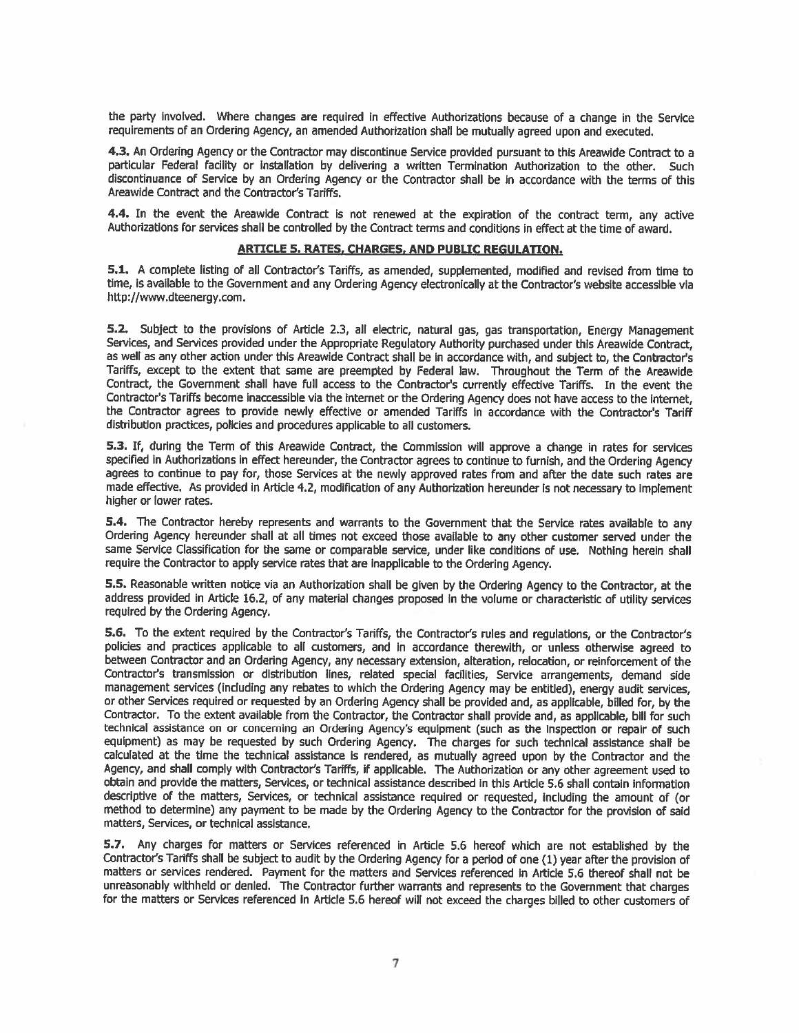the party involved. Where changes are required in effective Authorizations because of a change in the Service requirements of an Ordering Agency, an amended Authorization shall be mutually agreed upon and executed.

**4.3.** An Ordering Agency or the Contractor may discontinue Service provided pursuant to this Areawide Contract to a particular Federal facility or installation by delivering a written Termination Authorization to the other. Such discontinuance of Service by an Ordering Agency or the Contractor shall be in accordance with the terms of this Areawide Contract and the Contractor's Tariffs.

**4.4.** In the event the Areawide Contract is not renewed at the expiration of the contract term, any active Authorizations for services shall be controlled by the Contract terms and conditions in effect at the time of award.

## ARTICLE 5. RATES, CHARGES, AND PUBLIC REGULATION.

**5.1.** A complete listing of all Contractor's Tariffs, as amended, supplemented, modified and revised from time to time, is available to the Government and any Ordering Agency electronically at the Contractor's website accessible via http://www.dteenergy.com.

**5.2.** Subject to the provisions of Article 2.3, all electric, natural gas, gas transportation, Energy Management Services, and Services provided under the Appropriate Regulatory Authority purchased under this Areawide Contract, as well as any other action under this Areawide Contract shall be in accordance with, and subject to, the Contractor's Tariffs, except to the extent that same are preempted by Federal law. Throughout the Term of the Areawide Contract, the Government shall have full access to the Contractor's currently effective Tariffs. In the event the Contractor's Tariffs become inaccessible via the internet or the Ordering Agency does not have access to the internet, the Contractor agrees to provide newly effective or amended Tariffs in accordance with the Contractor's Tariff distribution practices, policies and procedures applicable to all customers.

**5.3.** If, during the Term of this Areawide Contract, the Commission will approve a change in rates for services specified in Authorizations in effect hereunder, the Contractor agrees to continue to furnish, and the Ordering Agency agrees to continue to pay for, those Services at the newly approved rates from and after the date such rates are made effective. As provided in Article 4.2, modification of any Authorization hereunder is not necessary to implement higher or lower rates.

**5.4.** The Contractor hereby represents and warrants to the Government that the Service rates available to any Ordering Agency hereunder shall at all times not exceed those available to any other customer served under the same Service Classification for the same or comparable service, under like conditions of use. Nothing herein shall require the Contractor to apply service rates that are inapplicable to the Ordering Agency.

**5.5.** Reasonable written notice via an Authorization shall be given by the Ordering Agency to the Contractor, at the address provided in Article 16.2, of any material changes proposed in the volume or characteristic of utility services required by the Ordering Agency.

**5.6.** To the extent required by the Contractor's Tariffs, the Contractor's rules and regulations, or the Contractor's policies and practices applicable to all customers, and in accordance therewith, or unless otherwise agreed to between Contractor and an Ordering Agency, any necessary extension, alteration, relocation, or reinforcement of the Contractor's transmission or distribution lines, related special facilities, Service arrangements, demand side management services (including any rebates to which the Ordering Agency may be entitled), energy audit services, or other Services required or requested by an Ordering Agency shall be provided and, as applicable, billed for, by the Contractor. To the extent available from the Contractor, the Contractor shall provide and, as applicable, bill for such technical assistance on or concerning an Ordering Agency's equipment (such as the inspection or repair of such equipment) as may be requested by such Ordering Agency. The charges for such technical assistance shall be calculated at the time the technical assistance is rendered, as mutually agreed upon by the Contractor and the Agency, and shall comply with Contractor's Tariffs, if applicable. The Authorization or any other agreement used to obtain and provide the matters, Services, or technical assistance described in this Article 5.6 shall contain information descriptive of the matters, Services, or technical assistance required or requested, including the amount of (or method to determine) any payment to be made by the Ordering Agency to the Contractor for the provision of said matters, Services, or technical assistance.

**5.7.** Any charges for matters or Services referenced in Article 5.6 hereof which are not established by the Contractor's Tariffs shall be subject to audit by the Ordering Agency for a period of one (1) year after the provision of matters or services rendered. Payment for the matters and Services referenced in Article 5.6 thereof shall not be unreasonably withheld or denied. The Contractor further warrants and represents to the Government that charges for the matters or Services referenced in Article 5.6 hereof will not exceed the charges billed to other customers of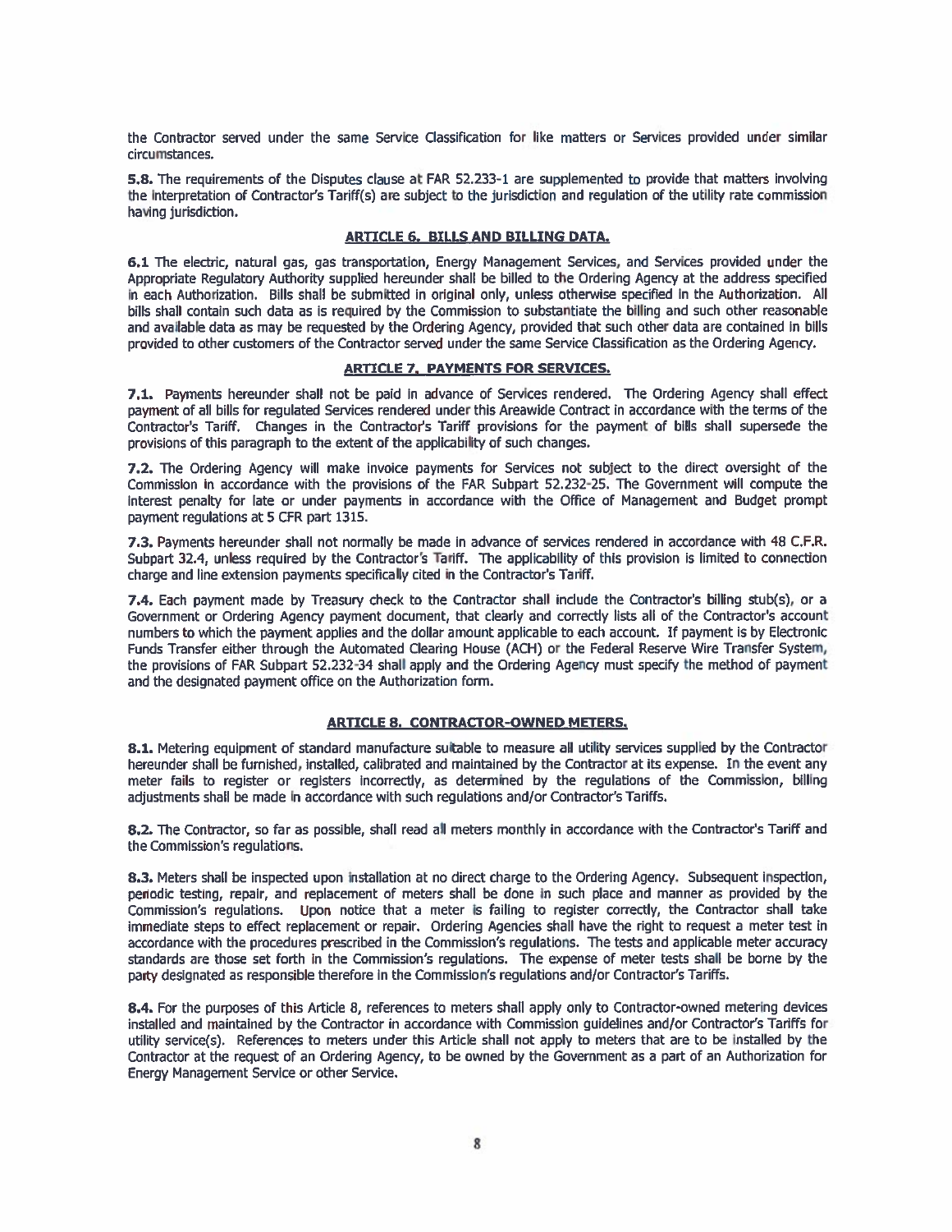the Contractor served under the same Service Classification for like matters or Services provided under similar circumstances.

**5.8.** The requirements of the Disputes clause at FAR 52.233-1 are supplemented to provide that matters involving the interpretation of Contractor's Tariff(s) are subject to the jurisdiction and regulation of the utility rate commission having jurisdiction.

## ARTICLE 6. BILLS AND BILLING DATA.

**6.1** The electric, natural gas, gas transportation, Energy Management Services, and Services provided under the Appropriate Regulatory Authority supplied hereunder shall be billed to the Ordering Agency at the address specified in each Authorization. Bills shall be submitted in original only, unless otherwise specified in the Authorization. All bills shall contain such data as is required by the Commission to substantiate the billing and such other reasonable and available data as may be requested by the Ordering Agency, provided that such other data are contained in bills provided to other customers of the Contractor served under the same Service Classification as the Ordering Agency.

## ARTICLE 7. PAYMENTS FOR SERVICES.

**7.1.** Payments hereunder shall not be paid in advance of Services rendered. The Ordering Agency shall effect payment of all bills for regulated Services rendered under this Areawide Contract in accordance with the terms of the Contractor's Tariff. Changes in the Contractor's Tariff provisions for the payment of bills shall supersede the provisions of this paragraph to the extent of the applicability of such changes.

**7.2.** The Ordering Agency will make invoice payments for Services not subject to the direct oversight of the Commission in accordance with the provisions of the FAR Subpart 52.232-25. The Government will compute the interest penalty for late or under payments in accordance with the Office of Management and Budget prompt payment regulations at 5 CFR part 1315.

**7.3.** Payments hereunder shall not normally be made in advance of services rendered in accordance with 48 C.F.R. Subpart 32.4, unless required by the Contractor's Tariff. The applicability of this provision is limited to connection charge and line extension payments specifically cited in the Contractor's Tariff.

**7.4.** Each payment made by Treasury check to the Contractor shall include the Contractor's billing stub(s), or a Government or Ordering Agency payment document, that clearly and correctly lists all of the Contractor's account numbers to which the payment applies and the dollar amount applicable to each account. If payment is by Electronic Funds Transfer either through the Automated Clearing House (ACH) or the Federal Reserve Wire Transfer System, the provisions of FAR Subpart 52.232-34 shall apply and the Ordering Agency must specify the method of payment and the designated payment office on the Authorization form.

## ARTICLE 8. CONTRACTOR-OWNED METERS.

**8.1.** Metering equipment of standard manufacture suitable to measure all utility services supplied by the Contractor hereunder shall be furnished, installed, calibrated and maintained by the Contractor at its expense. In the event any meter fails to register or registers incorrectly, as determined by the regulations of the Commission, billing adjustments shall be made in accordance with such regulations and/or Contractor's Tariffs.

**8.2.** The Contractor, so far as possible, shall read all meters monthly in accordance with the Contractor's Tariff and the Commission's regulations.

**8.3.** Meters shall be inspected upon installation at no direct charge to the Ordering Agency. Subsequent inspection, periodic testing, repair, and replacement of meters shall be done in such place and manner as provided by the Commission's regulations. Upon notice that a meter is failing to register correctly, the Contractor shall take immediate steps to effect replacement or repair. Ordering Agencies shall have the right to request a meter test in accordance with the procedures prescribed in the Commission's regulations. The tests and applicable meter accuracy standards are those set forth in the Commission's regulations. The expense of meter tests shall be borne by the party designated as responsible therefore in the Commission's regulations and/or Contractor's Tariffs.

**8.4.** For the purposes of this Article 8, references to meters shall apply only to Contractor-owned metering devices installed and maintained by the Contractor in accordance with Commission guidelines and/or Contractor's Tariffs for utility service(s). References to meters under this Article shall not apply to meters that are to be installed by the Contractor at the request of an Ordering Agency, to be owned by the Government as a part of an Authorization for Energy Management Service or other Service.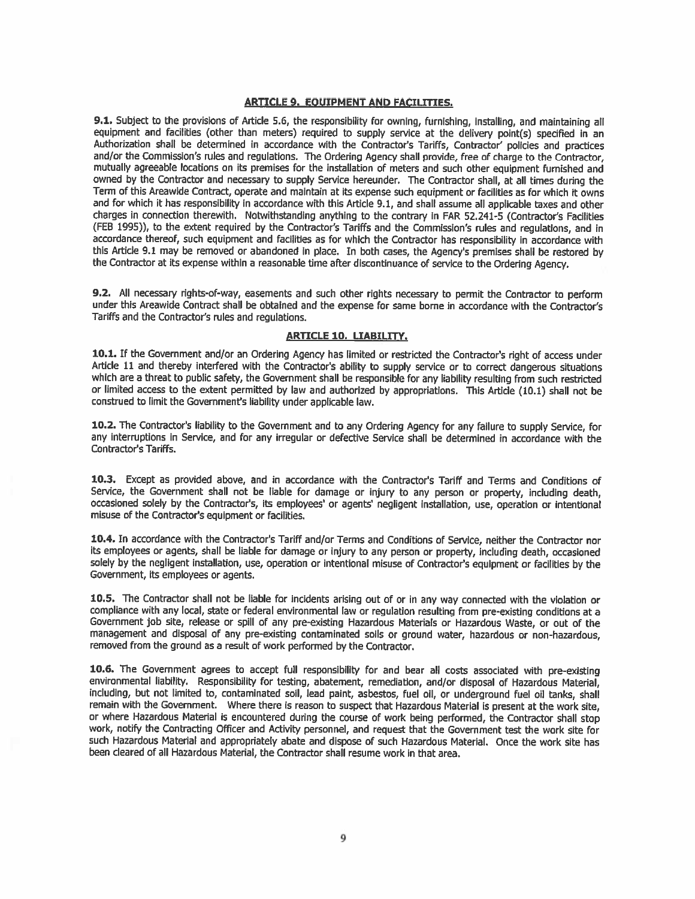## ARTICLE 9. EQUIPMENT AND FACILITIES.

**9.1.** Subject to the provisions of Article 5.6, the responsibility for owning, furnishing, installing, and maintaining all equipment and facilities (other than meters) required to supply service at the delivery point(s) specified in an Authorization shall be determined in accordance with the Contractor's Tariffs, Contractor' policies and practices and/or the Commission's rules and regulations. The Ordering Agency shall provide, free of charge to the Contractor, mutually agreeable locations on its premises for the installation of meters and such other equipment furnished and owned by the Contractor and necessary to supply Service hereunder. The Contractor shall, at all times during the Term of this Areawide Contract, operate and maintain at its expense such equipment or facilities as for which it owns and for which it has responsibility in accordance with this Article 9.1, and shall assume all applicable taxes and other charges in connection therewith. Notwithstanding anything to the contrary in FAR 52.241-5 (Contractor's Facilities (FEB 1995)), to the extent required by the Contractor's Tariffs and the Commission's rules and regulations, and in accordance thereof, such equipment and facilities as for which the Contractor has responsibility in accordance with this Article 9.1 may be removed or abandoned in place. In both cases, the Agency's premises shall be restored by the Contractor at its expense within a reasonable time after discontinuance of service to the Ordering Agency.

**9.2.** All necessary rights-of-way, easements and such other rights necessary to permit the Contractor to perform under this Areawide Contract shall be obtained and the expense for same borne in accordance with the Contractor's Tariffs and the Contractor's rules and regulations.

## ARTICLE 10. LIABILITY.

**10.1.** If the Government and/or an Ordering Agency has limited or restricted the Contractor's right of access under Article 11 and thereby interfered with the Contractor's ability to supply service or to correct dangerous situations which are a threat to public safety, the Government shall be responsible for any liability resulting from such restricted or limited access to the extent permitted by law and authorized by appropriations. This Article (10.1) shall not be construed to limit the Government's liability under applicable law.

**10.2.** The Contractor's liability to the Government and to any Ordering Agency for any failure to supply Service, for any interruptions in Service, and for any irregular or defective Service shall be determined in accordance with the Contractor's Tariffs.

**10.3.** Except as provided above, and in accordance with the Contractor's Tariff and Terms and Conditions of Service, the Government shall not be liable for damage or injury to any person or property, including death, occasioned solely by the Contractor's, its employees' or agents' negligent installation, use, operation or intentional misuse of the Contractor's equipment or facilities.

**10.4.** In accordance with the Contractor's Tariff and/or Terms and Conditions of Service, neither the Contractor nor its employees or agents, shall be liable for damage or injury to any person or property, including death, occasioned solely by the negligent installation, use, operation or intentional misuse of Contractor's equipment or facilities by the Government, its employees or agents.

**10.5.** The Contractor shall not be liable for incidents arising out of or in any way connected with the violation or compliance with any local, state or federal environmental law or regulation resulting from pre-existing conditions at a Government job site, release or spill of any pre-existing Hazardous Materials or Hazardous Waste, or out of the management and disposal of any pre-existing contaminated soils or ground water, hazardous or non-hazardous, removed from the ground as a result of work performed by the Contractor.

**10.6.** The Government agrees to accept full responsibility for and bear all costs associated with pre-existing environmental liability. Responsibility for testing, abatement, remediation, and/or disposal of Hazardous Material, including, but not limited to, contaminated soil, lead paint, asbestos, fuel oil, or underground fuel oil tanks, shall remain with the Government. Where there is reason to suspect that Hazardous Material is present at the work site, or where Hazardous Material is encountered during the course of work being performed, the Contractor shall stop work, notify the Contracting Officer and Activity personnel, and request that the Government test the work site for such Hazardous Material and appropriately abate and dispose of such Hazardous Material. Once the work site has been cleared of all Hazardous Material, the Contractor shall resume work in that area.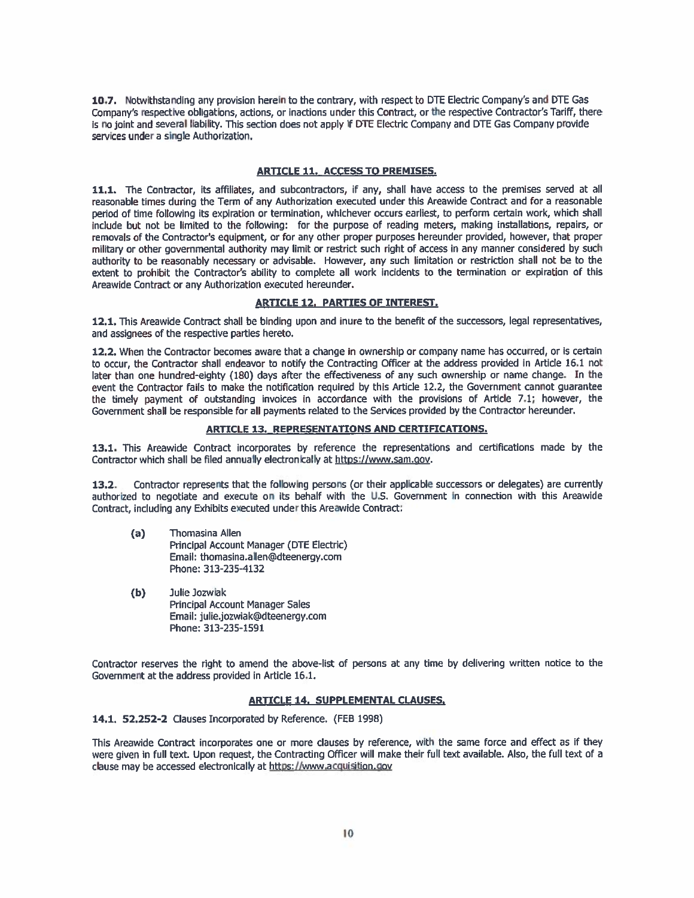**10.7.** Notwithstanding any provision herein to the contrary, with respect to DTE Electric Company's and DTE Gas Company's respective obligations, actions, or inactions under this Contract, or the respective Contractor's Tariff, there is no joint and several liability. This section does not apply if DTE Electric Company and DTE Gas Company provide services under a single Authorization.

## ARTICLE 11. ACCESS TO PREMISES.

**11.1.** The Contractor, its affiliates, and subcontractors, if any, shall have access to the premises served at all reasonable times during the Term of any Authorization executed under this Areawide Contract and for a reasonable period of time following its expiration or termination, whichever occurs earliest, to perform certain work, which shall include but not be limited to the following: for the purpose of reading meters, making installations, repairs, or removals of the Contractor's equipment, or for any other proper purposes hereunder provided, however, that proper military or other governmental authority may limit or restrict such right of access in any manner considered by such authority to be reasonably necessary or advisable. However, any such limitation or restriction shall not be to the extent to prohibit the Contractor's ability to complete all work incidents to the termination or expiration of this Areawide Contract or any Authorization executed hereunder.

## ARTICLE 12. PARTIES OF INTEREST.

**12.1.** This Areawide Contract shall be binding upon and inure to the benefit of the successors, legal representatives, and assignees of the respective parties hereto.

**12.2.** When the Contractor becomes aware that a change in ownership or company name has occurred, or is certain to occur, the Contractor shall endeavor to notify the Contracting Officer at the address provided in Article 16.1 not later than one hundred-eighty (180) days after the effectiveness of any such ownership or name change. In the event the Contractor fails to make the notification required by this Article 12.2, the Government cannot guarantee the timely payment of outstanding invoices in accordance with the provisions of Article 7.1; however, the Government shall be responsible for all payments related to the Services provided by the Contractor hereunder.

## ARTICLE 13. REPRESENTATIONS AND CERTIFICATIONS.

**13.1.** This Areawide Contract incorporates by reference the representations and certifications made by the Contractor which shall be filed annually electronically at https://www.sam.gov.

**13.2.** Contractor represents that the following persons (or their applicable successors or delegates) are currently authorized to negotiate and execute on its behalf with the U.S. Government in connection with this Areawide Contract, including any Exhibits executed under this Areawide Contract:

**(a)** Thomasina Allen
Principal Account Manager (DTE Electric)
Email: thomasina.allen@dteenergy.com
Phone: 313-235-4132

**(b)** Julie Jozwiak
Principal Account Manager Sales
Email: julie.jozwiak@dteenergy.com
Phone: 313-235-1591

Contractor reserves the right to amend the above-list of persons at any time by delivering written notice to the Government at the address provided in Article 16.1.

## ARTICLE 14. SUPPLEMENTAL CLAUSES.

**14.1. 52.252-2** Clauses Incorporated by Reference. (FEB 1998)

This Areawide Contract incorporates one or more clauses by reference, with the same force and effect as if they were given in full text. Upon request, the Contracting Officer will make their full text available. Also, the full text of a clause may be accessed electronically at https://www.acquisition.gov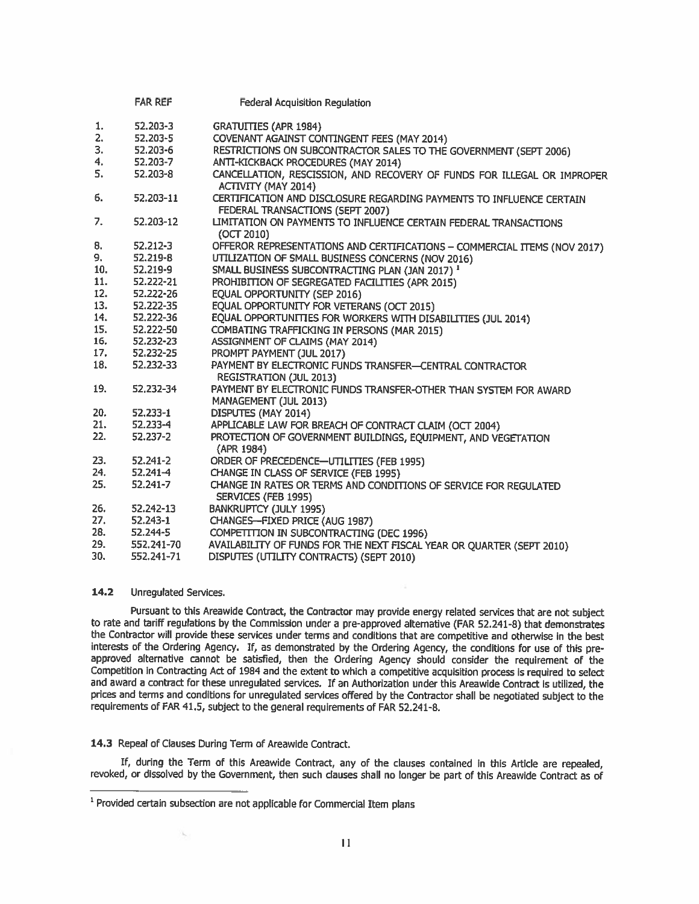| | FAR REF | Federal Acquisition Regulation |
|---|---|---|
| 1. | 52.203-3 | GRATUITIES (APR 1984) |
| 2. | 52.203-5 | COVENANT AGAINST CONTINGENT FEES (MAY 2014) |
| 3. | 52.203-6 | RESTRICTIONS ON SUBCONTRACTOR SALES TO THE GOVERNMENT (SEPT 2006) |
| 4. | 52.203-7 | ANTI-KICKBACK PROCEDURES (MAY 2014) |
| 5. | 52.203-8 | CANCELLATION, RESCISSION, AND RECOVERY OF FUNDS FOR ILLEGAL OR IMPROPER ACTIVITY (MAY 2014) |
| 6. | 52.203-11 | CERTIFICATION AND DISCLOSURE REGARDING PAYMENTS TO INFLUENCE CERTAIN FEDERAL TRANSACTIONS (SEPT 2007) |
| 7. | 52.203-12 | LIMITATION ON PAYMENTS TO INFLUENCE CERTAIN FEDERAL TRANSACTIONS (OCT 2010) |
| 8. | 52.212-3 | OFFEROR REPRESENTATIONS AND CERTIFICATIONS – COMMERCIAL ITEMS (NOV 2017) |
| 9. | 52.219-8 | UTILIZATION OF SMALL BUSINESS CONCERNS (NOV 2016) |
| 10. | 52.219-9 | SMALL BUSINESS SUBCONTRACTING PLAN (JAN 2017) [1] |
| 11. | 52.222-21 | PROHIBITION OF SEGREGATED FACILITIES (APR 2015) |
| 12. | 52.222-26 | EQUAL OPPORTUNITY (SEP 2016) |
| 13. | 52.222-35 | EQUAL OPPORTUNITY FOR VETERANS (OCT 2015) |
| 14. | 52.222-36 | EQUAL OPPORTUNITIES FOR WORKERS WITH DISABILITIES (JUL 2014) |
| 15. | 52.222-50 | COMBATING TRAFFICKING IN PERSONS (MAR 2015) |
| 16. | 52.232-23 | ASSIGNMENT OF CLAIMS (MAY 2014) |
| 17. | 52.232-25 | PROMPT PAYMENT (JUL 2017) |
| 18. | 52.232-33 | PAYMENT BY ELECTRONIC FUNDS TRANSFER—CENTRAL CONTRACTOR REGISTRATION (JUL 2013) |
| 19. | 52.232-34 | PAYMENT BY ELECTRONIC FUNDS TRANSFER-OTHER THAN SYSTEM FOR AWARD MANAGEMENT (JUL 2013) |
| 20. | 52.233-1 | DISPUTES (MAY 2014) |
| 21. | 52.233-4 | APPLICABLE LAW FOR BREACH OF CONTRACT CLAIM (OCT 2004) |
| 22. | 52.237-2 | PROTECTION OF GOVERNMENT BUILDINGS, EQUIPMENT, AND VEGETATION (APR 1984) |
| 23. | 52.241-2 | ORDER OF PRECEDENCE—UTILITIES (FEB 1995) |
| 24. | 52.241-4 | CHANGE IN CLASS OF SERVICE (FEB 1995) |
| 25. | 52.241-7 | CHANGE IN RATES OR TERMS AND CONDITIONS OF SERVICE FOR REGULATED SERVICES (FEB 1995) |
| 26. | 52.242-13 | BANKRUPTCY (JULY 1995) |
| 27. | 52.243-1 | CHANGES—FIXED PRICE (AUG 1987) |
| 28. | 52.244-5 | COMPETITION IN SUBCONTRACTING (DEC 1996) |
| 29. | 552.241-70 | AVAILABILITY OF FUNDS FOR THE NEXT FISCAL YEAR OR QUARTER (SEPT 2010) |
| 30. | 552.241-71 | DISPUTES (UTILITY CONTRACTS) (SEPT 2010) |

**14.2** Unregulated Services.

Pursuant to this Areawide Contract, the Contractor may provide energy related services that are not subject to rate and tariff regulations by the Commission under a pre-approved alternative (FAR 52.241-8) that demonstrates the Contractor will provide these services under terms and conditions that are competitive and otherwise in the best interests of the Ordering Agency. If, as demonstrated by the Ordering Agency, the conditions for use of this pre-approved alternative cannot be satisfied, then the Ordering Agency should consider the requirement of the Competition in Contracting Act of 1984 and the extent to which a competitive acquisition process is required to select and award a contract for these unregulated services. If an Authorization under this Areawide Contract is utilized, the prices and terms and conditions for unregulated services offered by the Contractor shall be negotiated subject to the requirements of FAR 41.5, subject to the general requirements of FAR 52.241-8.

**14.3** Repeal of Clauses During Term of Areawide Contract.

If, during the Term of this Areawide Contract, any of the clauses contained in this Article are repealed, revoked, or dissolved by the Government, then such clauses shall no longer be part of this Areawide Contract as of

[1] Provided certain subsection are not applicable for Commercial Item plans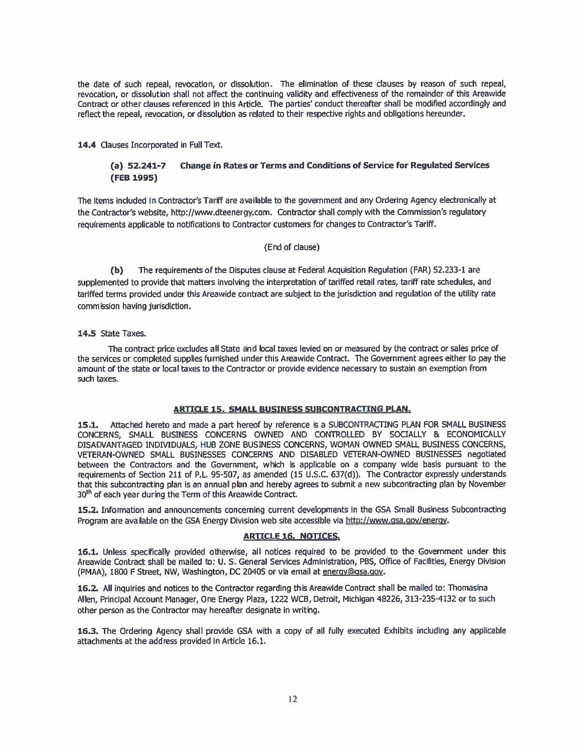the date of such repeal, revocation, or dissolution. The elimination of these clauses by reason of such repeal, revocation, or dissolution shall not affect the continuing validity and effectiveness of the remainder of this Areawide Contract or other clauses referenced in this Article. The parties' conduct thereafter shall be modified accordingly and reflect the repeal, revocation, or dissolution as related to their respective rights and obligations hereunder.

**14.4** Clauses Incorporated in Full Text.

**(a) 52.241-7 Change in Rates or Terms and Conditions of Service for Regulated Services (FEB 1995)**

The items included in Contractor's Tariff are available to the government and any Ordering Agency electronically at the Contractor's website, http://www.dteenergy.com. Contractor shall comply with the Commission's regulatory requirements applicable to notifications to Contractor customers for changes to Contractor's Tariff.

(End of clause)

**(b)** The requirements of the Disputes clause at Federal Acquisition Regulation (FAR) 52.233-1 are supplemented to provide that matters involving the interpretation of tariffed retail rates, tariff rate schedules, and tariffed terms provided under this Areawide contract are subject to the jurisdiction and regulation of the utility rate commission having jurisdiction.

**14.5** State Taxes.

The contract price excludes all State and local taxes levied on or measured by the contract or sales price of the services or completed supplies furnished under this Areawide Contract. The Government agrees either to pay the amount of the state or local taxes to the Contractor or provide evidence necessary to sustain an exemption from such taxes.

## ARTICLE 15. SMALL BUSINESS SUBCONTRACTING PLAN.

**15.1.** Attached hereto and made a part hereof by reference is a SUBCONTRACTING PLAN FOR SMALL BUSINESS CONCERNS, SMALL BUSINESS CONCERNS OWNED AND CONTROLLED BY SOCIALLY & ECONOMICALLY DISADVANTAGED INDIVIDUALS, HUB ZONE BUSINESS CONCERNS, WOMAN OWNED SMALL BUSINESS CONCERNS, VETERAN-OWNED SMALL BUSINESSES CONCERNS AND DISABLED VETERAN-OWNED BUSINESSES negotiated between the Contractors and the Government, which is applicable on a company wide basis pursuant to the requirements of Section 211 of P.L. 95-507, as amended (15 U.S.C. 637(d)). The Contractor expressly understands that this subcontracting plan is an annual plan and hereby agrees to submit a new subcontracting plan by November 30th of each year during the Term of this Areawide Contract.

**15.2.** Information and announcements concerning current developments in the GSA Small Business Subcontracting Program are available on the GSA Energy Division web site accessible via http://www.gsa.gov/energy.

## ARTICLE 16. NOTICES.

**16.1.** Unless specifically provided otherwise, all notices required to be provided to the Government under this Areawide Contract shall be mailed to: U. S. General Services Administration, PBS, Office of Facilities, Energy Division (PMAA), 1800 F Street, NW, Washington, DC 20405 or via email at energy@gsa.gov.

**16.2.** All inquiries and notices to the Contractor regarding this Areawide Contract shall be mailed to: Thomasina Allen, Principal Account Manager, One Energy Plaza, 1222 WCB, Detroit, Michigan 48226, 313-235-4132 or to such other person as the Contractor may hereafter designate in writing.

**16.3.** The Ordering Agency shall provide GSA with a copy of all fully executed Exhibits including any applicable attachments at the address provided in Article 16.1.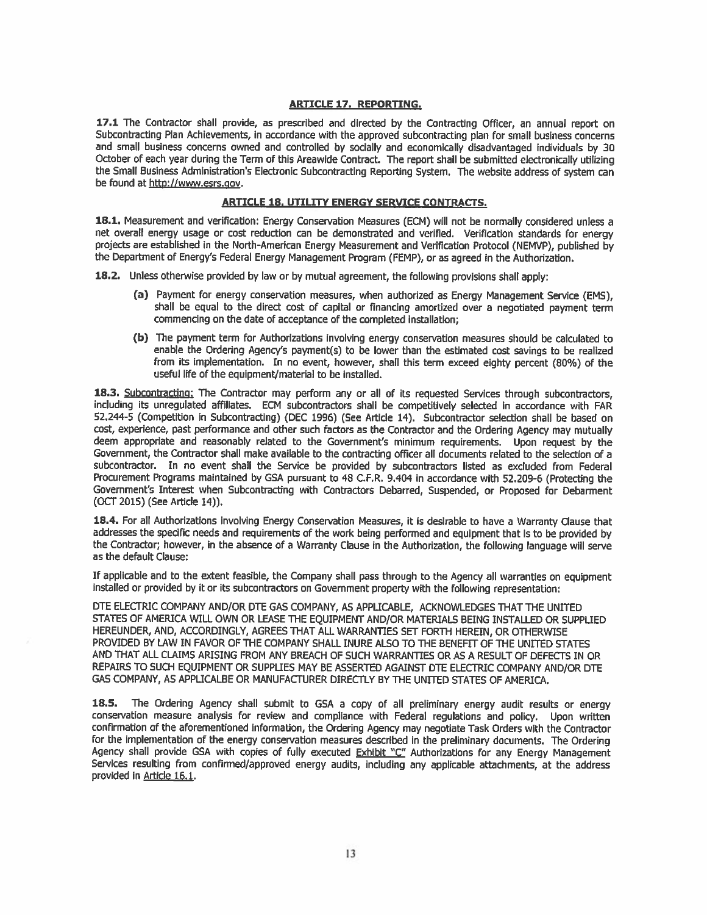## ARTICLE 17. REPORTING.

**17.1** The Contractor shall provide, as prescribed and directed by the Contracting Officer, an annual report on Subcontracting Plan Achievements, in accordance with the approved subcontracting plan for small business concerns and small business concerns owned and controlled by socially and economically disadvantaged individuals by 30 October of each year during the Term of this Areawide Contract. The report shall be submitted electronically utilizing the Small Business Administration's Electronic Subcontracting Reporting System. The website address of system can be found at http://www.esrs.gov.

## ARTICLE 18. UTILITY ENERGY SERVICE CONTRACTS.

**18.1.** Measurement and verification: Energy Conservation Measures (ECM) will not be normally considered unless a net overall energy usage or cost reduction can be demonstrated and verified. Verification standards for energy projects are established in the North-American Energy Measurement and Verification Protocol (NEMVP), published by the Department of Energy's Federal Energy Management Program (FEMP), or as agreed in the Authorization.

**18.2.** Unless otherwise provided by law or by mutual agreement, the following provisions shall apply:

- **(a)** Payment for energy conservation measures, when authorized as Energy Management Service (EMS), shall be equal to the direct cost of capital or financing amortized over a negotiated payment term commencing on the date of acceptance of the completed installation;
- **(b)** The payment term for Authorizations involving energy conservation measures should be calculated to enable the Ordering Agency's payment(s) to be lower than the estimated cost savings to be realized from its implementation. In no event, however, shall this term exceed eighty percent (80%) of the useful life of the equipment/material to be installed.

**18.3.** Subcontracting: The Contractor may perform any or all of its requested Services through subcontractors, including its unregulated affiliates. ECM subcontractors shall be competitively selected in accordance with FAR 52.244-5 (Competition in Subcontracting) (DEC 1996) (See Article 14). Subcontractor selection shall be based on cost, experience, past performance and other such factors as the Contractor and the Ordering Agency may mutually deem appropriate and reasonably related to the Government's minimum requirements. Upon request by the Government, the Contractor shall make available to the contracting officer all documents related to the selection of a subcontractor. In no event shall the Service be provided by subcontractors listed as excluded from Federal Procurement Programs maintained by GSA pursuant to 48 C.F.R. 9.404 in accordance with 52.209-6 (Protecting the Government's Interest when Subcontracting with Contractors Debarred, Suspended, or Proposed for Debarment (OCT 2015) (See Article 14)).

**18.4.** For all Authorizations involving Energy Conservation Measures, it is desirable to have a Warranty Clause that addresses the specific needs and requirements of the work being performed and equipment that is to be provided by the Contractor; however, in the absence of a Warranty Clause in the Authorization, the following language will serve as the default Clause:

If applicable and to the extent feasible, the Company shall pass through to the Agency all warranties on equipment installed or provided by it or its subcontractors on Government property with the following representation:

DTE ELECTRIC COMPANY AND/OR DTE GAS COMPANY, AS APPLICABLE, ACKNOWLEDGES THAT THE UNITED STATES OF AMERICA WILL OWN OR LEASE THE EQUIPMENT AND/OR MATERIALS BEING INSTALLED OR SUPPLIED HEREUNDER, AND, ACCORDINGLY, AGREES THAT ALL WARRANTIES SET FORTH HEREIN, OR OTHERWISE PROVIDED BY LAW IN FAVOR OF THE COMPANY SHALL INURE ALSO TO THE BENEFIT OF THE UNITED STATES AND THAT ALL CLAIMS ARISING FROM ANY BREACH OF SUCH WARRANTIES OR AS A RESULT OF DEFECTS IN OR REPAIRS TO SUCH EQUIPMENT OR SUPPLIES MAY BE ASSERTED AGAINST DTE ELECTRIC COMPANY AND/OR DTE GAS COMPANY, AS APPLICALBE OR MANUFACTURER DIRECTLY BY THE UNITED STATES OF AMERICA.

**18.5.** The Ordering Agency shall submit to GSA a copy of all preliminary energy audit results or energy conservation measure analysis for review and compliance with Federal regulations and policy. Upon written confirmation of the aforementioned information, the Ordering Agency may negotiate Task Orders with the Contractor for the implementation of the energy conservation measures described in the preliminary documents. The Ordering Agency shall provide GSA with copies of fully executed Exhibit "C" Authorizations for any Energy Management Services resulting from confirmed/approved energy audits, including any applicable attachments, at the address provided in Article 16.1.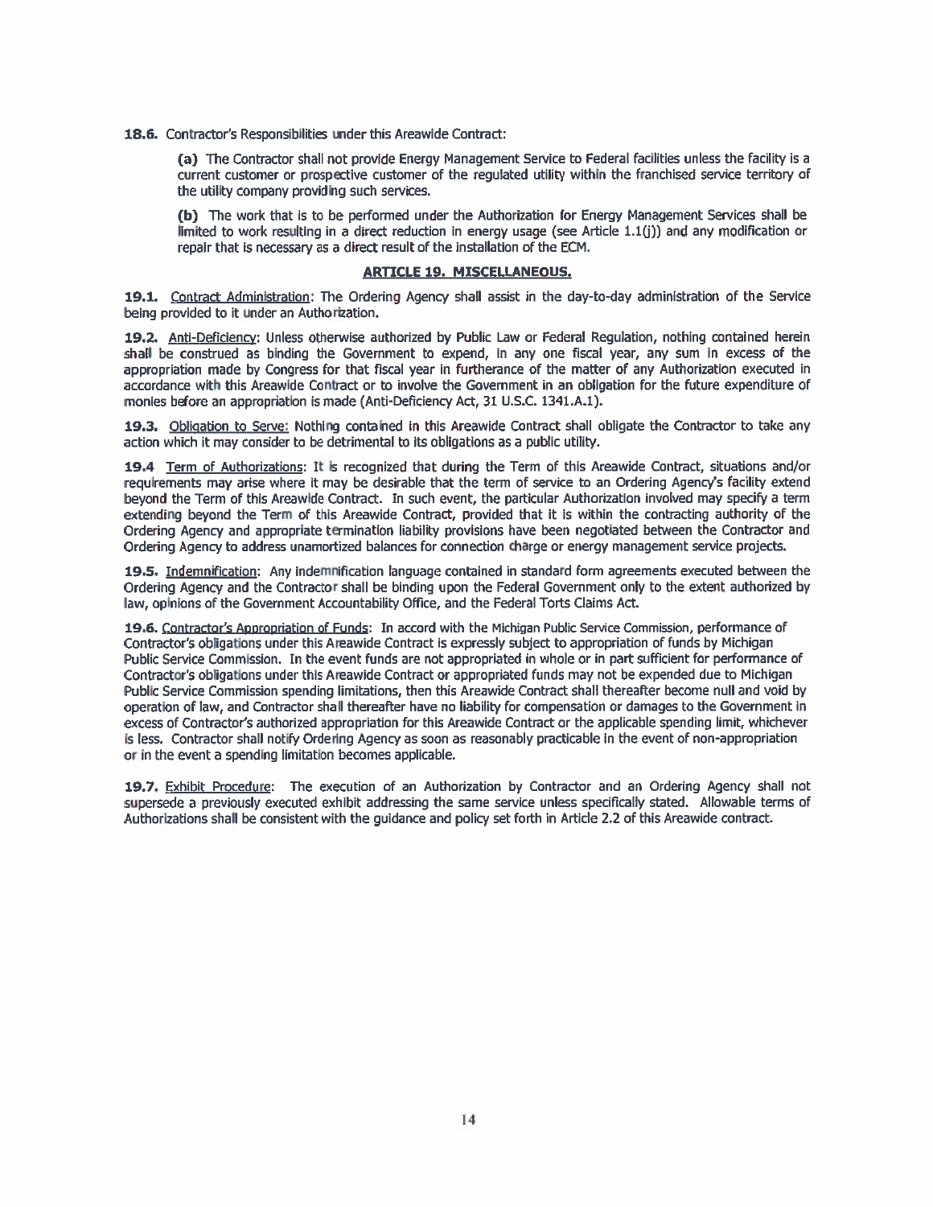**18.6.** Contractor's Responsibilities under this Areawide Contract:

> **(a)** The Contractor shall not provide Energy Management Service to Federal facilities unless the facility is a current customer or prospective customer of the regulated utility within the franchised service territory of the utility company providing such services.
>
> **(b)** The work that is to be performed under the Authorization for Energy Management Services shall be limited to work resulting in a direct reduction in energy usage (see Article 1.1(j)) and any modification or repair that is necessary as a direct result of the installation of the ECM.

## ARTICLE 19. MISCELLANEOUS.

**19.1.** Contract Administration: The Ordering Agency shall assist in the day-to-day administration of the Service being provided to it under an Authorization.

**19.2.** Anti-Deficiency: Unless otherwise authorized by Public Law or Federal Regulation, nothing contained herein shall be construed as binding the Government to expend, in any one fiscal year, any sum in excess of the appropriation made by Congress for that fiscal year in furtherance of the matter of any Authorization executed in accordance with this Areawide Contract or to involve the Government in an obligation for the future expenditure of monies before an appropriation is made (Anti-Deficiency Act, 31 U.S.C. 1341.A.1).

**19.3.** Obligation to Serve: Nothing contained in this Areawide Contract shall obligate the Contractor to take any action which it may consider to be detrimental to its obligations as a public utility.

**19.4** Term of Authorizations: It is recognized that during the Term of this Areawide Contract, situations and/or requirements may arise where it may be desirable that the term of service to an Ordering Agency's facility extend beyond the Term of this Areawide Contract. In such event, the particular Authorization involved may specify a term extending beyond the Term of this Areawide Contract, provided that it is within the contracting authority of the Ordering Agency and appropriate termination liability provisions have been negotiated between the Contractor and Ordering Agency to address unamortized balances for connection charge or energy management service projects.

**19.5.** Indemnification: Any indemnification language contained in standard form agreements executed between the Ordering Agency and the Contractor shall be binding upon the Federal Government only to the extent authorized by law, opinions of the Government Accountability Office, and the Federal Torts Claims Act.

**19.6.** Contractor's Appropriation of Funds: In accord with the Michigan Public Service Commission, performance of Contractor's obligations under this Areawide Contract is expressly subject to appropriation of funds by Michigan Public Service Commission. In the event funds are not appropriated in whole or in part sufficient for performance of Contractor's obligations under this Areawide Contract or appropriated funds may not be expended due to Michigan Public Service Commission spending limitations, then this Areawide Contract shall thereafter become null and void by operation of law, and Contractor shall thereafter have no liability for compensation or damages to the Government in excess of Contractor's authorized appropriation for this Areawide Contract or the applicable spending limit, whichever is less. Contractor shall notify Ordering Agency as soon as reasonably practicable in the event of non-appropriation or in the event a spending limitation becomes applicable.

**19.7.** Exhibit Procedure: The execution of an Authorization by Contractor and an Ordering Agency shall not supersede a previously executed exhibit addressing the same service unless specifically stated. Allowable terms of Authorizations shall be consistent with the guidance and policy set forth in Article 2.2 of this Areawide contract.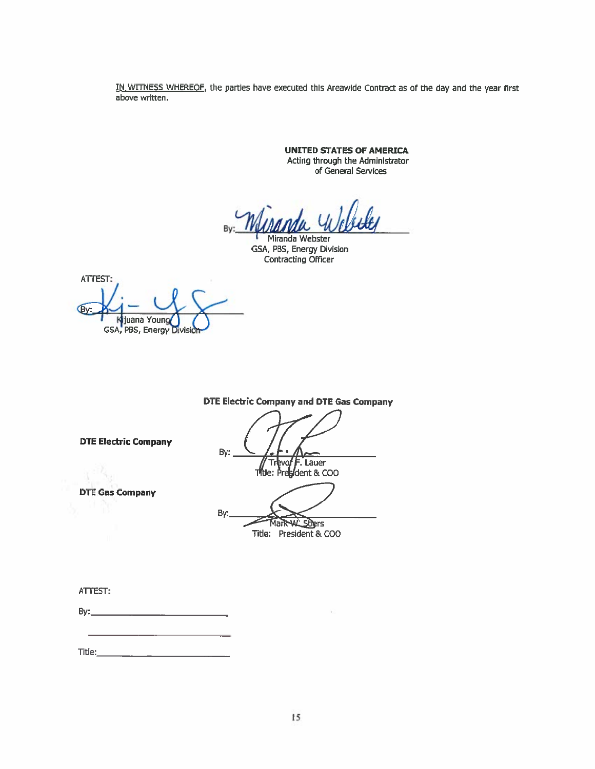<u>IN WITNESS WHEREOF</u>, the parties have executed this Areawide Contract as of the day and the year first above written.

**UNITED STATES OF AMERICA**
Acting through the Administrator
of General Services

By: ______________________
Miranda Webster
GSA, PBS, Energy Division
Contracting Officer

ATTEST:

By: ______________________
Kijuana Young
GSA, PBS, Energy Division

**DTE Electric Company and DTE Gas Company**

**DTE Electric Company**

By: ______________________
Trevor F. Lauer
Title: President & COO

**DTE Gas Company**

By: ______________________
Mark W. Stiers
Title: President & COO

ATTEST:

By: ______________________

______________________

Title: ______________________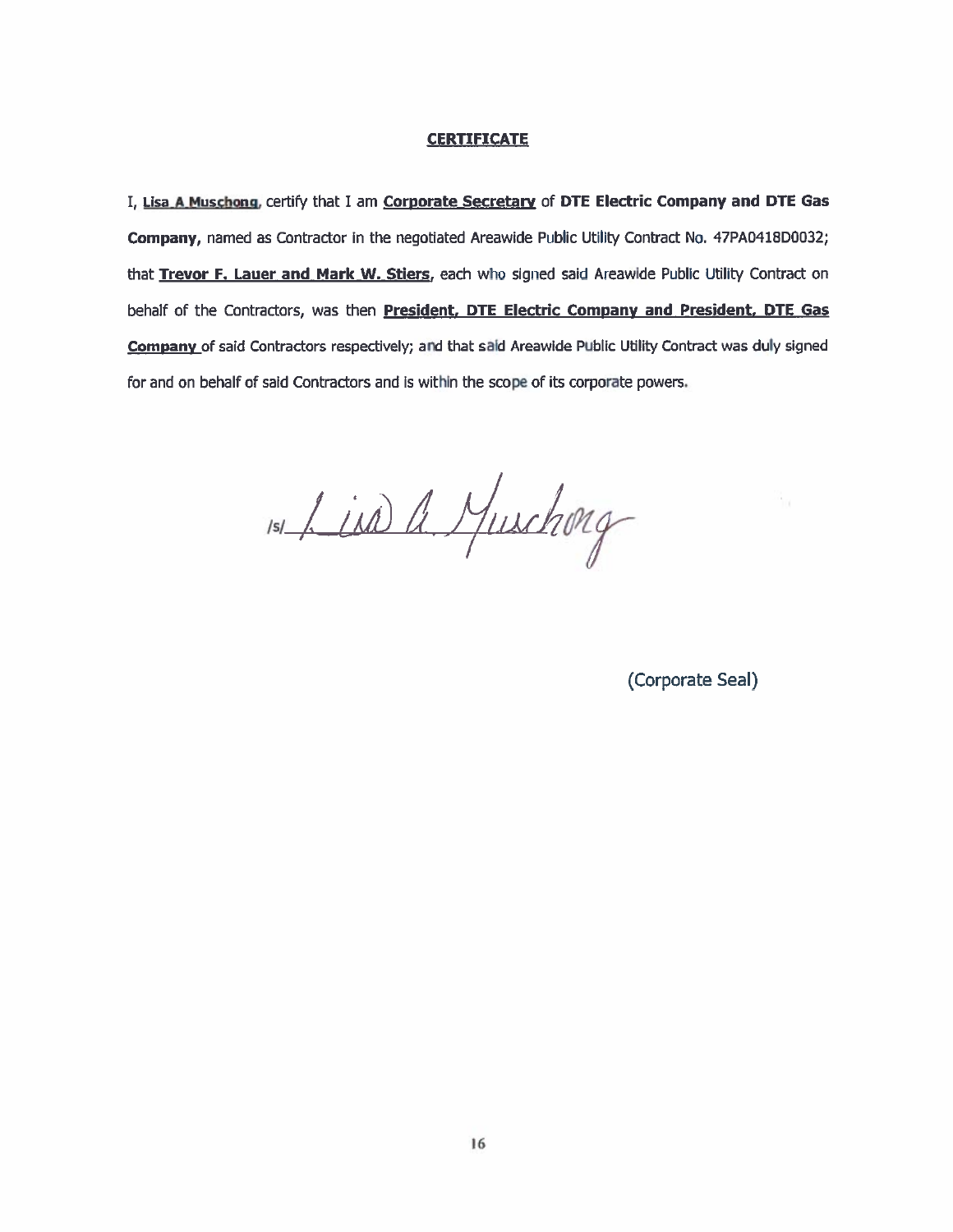**CERTIFICATE**

I, **Lisa A Muschong**, certify that I am **Corporate Secretary** of **DTE Electric Company and DTE Gas Company,** named as Contractor in the negotiated Areawide Public Utility Contract No. 47PA0418D0032; that **Trevor F. Lauer and Mark W. Stiers**, each who signed said Areawide Public Utility Contract on behalf of the Contractors, was then **President, DTE Electric Company and President, DTE Gas Company** of said Contractors respectively; and that said Areawide Public Utility Contract was duly signed for and on behalf of said Contractors and is within the scope of its corporate powers.

/s/ Lisa A. Muschong

(Corporate Seal)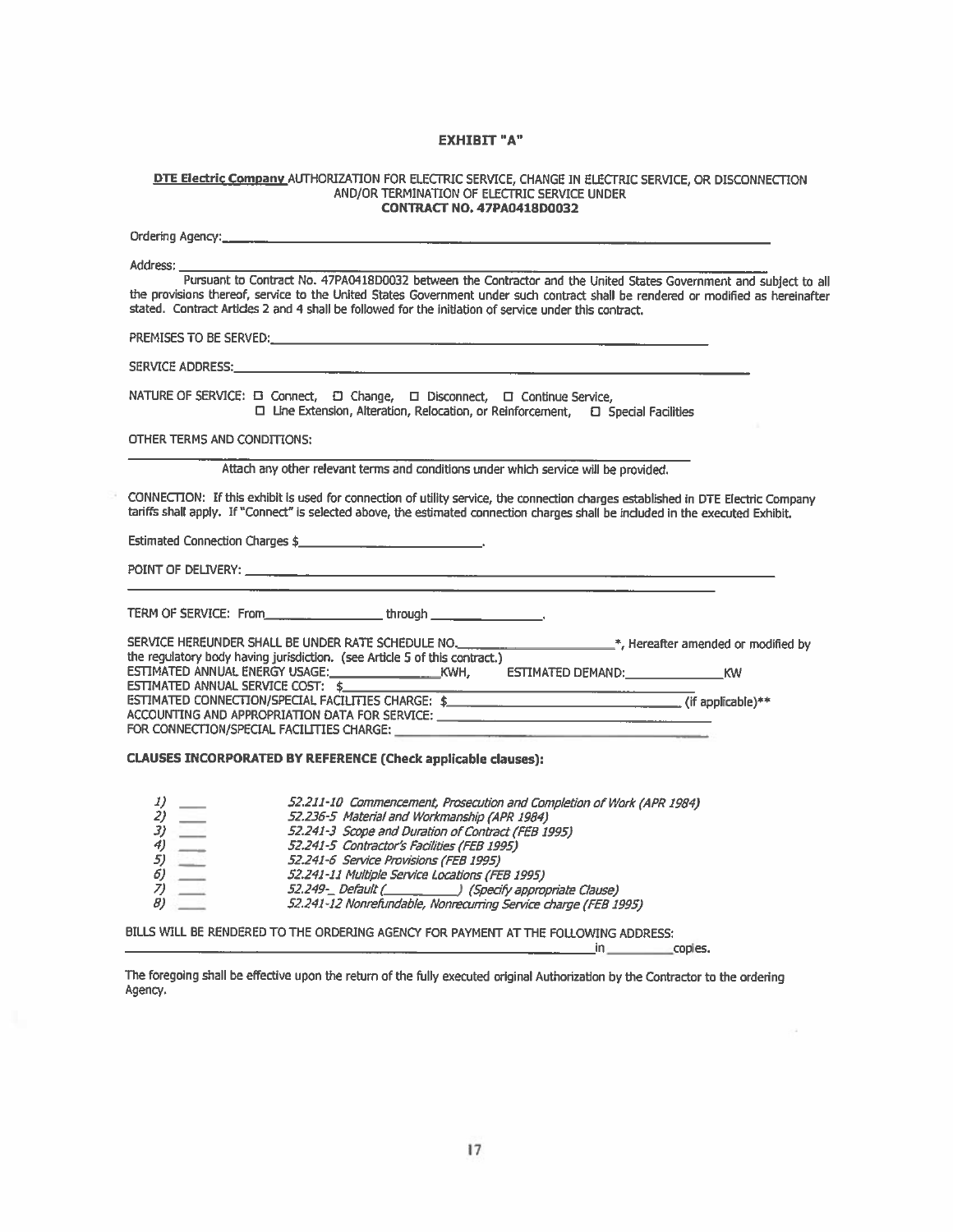# EXHIBIT "A"

**DTE Electric Company** AUTHORIZATION FOR ELECTRIC SERVICE, CHANGE IN ELECTRIC SERVICE, OR DISCONNECTION AND/OR TERMINATION OF ELECTRIC SERVICE UNDER
**CONTRACT NO. 47PA0418D0032**

Ordering Agency:______________________________________________________________

Address: ______________________________________________________________

Pursuant to Contract No. 47PA0418D0032 between the Contractor and the United States Government and subject to all the provisions thereof, service to the United States Government under such contract shall be rendered or modified as hereinafter stated. Contract Articles 2 and 4 shall be followed for the initiation of service under this contract.

PREMISES TO BE SERVED:______________________________________________________________

SERVICE ADDRESS:______________________________________________________________

NATURE OF SERVICE: ☐ Connect, ☐ Change, ☐ Disconnect, ☐ Continue Service,
☐ Line Extension, Alteration, Relocation, or Reinforcement, ☐ Special Facilities

OTHER TERMS AND CONDITIONS:

______________________________________________________________

Attach any other relevant terms and conditions under which service will be provided.

CONNECTION: If this exhibit is used for connection of utility service, the connection charges established in DTE Electric Company tariffs shall apply. If "Connect" is selected above, the estimated connection charges shall be included in the executed Exhibit.

Estimated Connection Charges $________________________.

POINT OF DELIVERY: ______________________________________________________________

______________________________________________________________

TERM OF SERVICE: From________________ through ________________.

SERVICE HEREUNDER SHALL BE UNDER RATE SCHEDULE NO.______________________*, Hereafter amended or modified by the regulatory body having jurisdiction. (see Article 5 of this contract.)
ESTIMATED ANNUAL ENERGY USAGE:______________KWH, ESTIMATED DEMAND:______________KW
ESTIMATED ANNUAL SERVICE COST: $______________________________
ESTIMATED CONNECTION/SPECIAL FACILITIES CHARGE: $______________________________ (if applicable)**
ACCOUNTING AND APPROPRIATION DATA FOR SERVICE: ______________________________
FOR CONNECTION/SPECIAL FACILITIES CHARGE: ______________________________

**CLAUSES INCORPORATED BY REFERENCE (Check applicable clauses):**

*1)* ___ *52.211-10 Commencement, Prosecution and Completion of Work (APR 1984)*
*2)* ___ *52.236-5 Material and Workmanship (APR 1984)*
*3)* ___ *52.241-3 Scope and Duration of Contract (FEB 1995)*
*4)* ___ *52.241-5 Contractor's Facilities (FEB 1995)*
*5)* ___ *52.241-6 Service Provisions (FEB 1995)*
*6)* ___ *52.241-11 Multiple Service Locations (FEB 1995)*
*7)* ___ *52.249-_ Default (__________) (Specify appropriate Clause)*
*8)* ___ *52.241-12 Nonrefundable, Nonrecurring Service charge (FEB 1995)*

BILLS WILL BE RENDERED TO THE ORDERING AGENCY FOR PAYMENT AT THE FOLLOWING ADDRESS:
______________________________________________________________in __________copies.

The foregoing shall be effective upon the return of the fully executed original Authorization by the Contractor to the ordering Agency.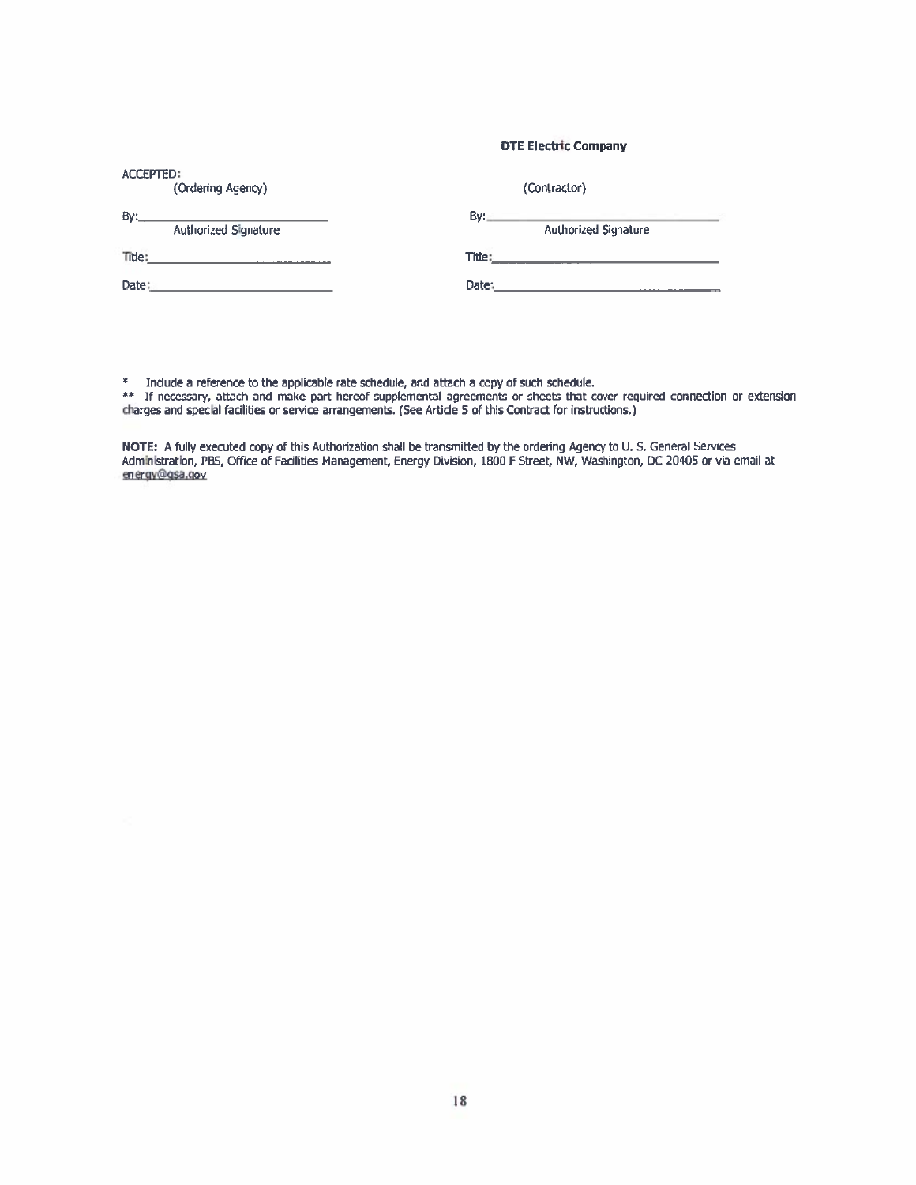| ACCEPTED: | DTE Electric Company |
|---|---|
| (Ordering Agency) | (Contractor) |
| By:____________________ Authorized Signature | By:____________________ Authorized Signature |
| Title:____________________ | Title:____________________ |
| Date:____________________ | Date:____________________ |

\* Include a reference to the applicable rate schedule, and attach a copy of such schedule.

\*\* If necessary, attach and make part hereof supplemental agreements or sheets that cover required connection or extension charges and special facilities or service arrangements. (See Article 5 of this Contract for instructions.)

**NOTE:** A fully executed copy of this Authorization shall be transmitted by the ordering Agency to U. S. General Services Administration, PBS, Office of Facilities Management, Energy Division, 1800 F Street, NW, Washington, DC 20405 or via email at energy@gsa.gov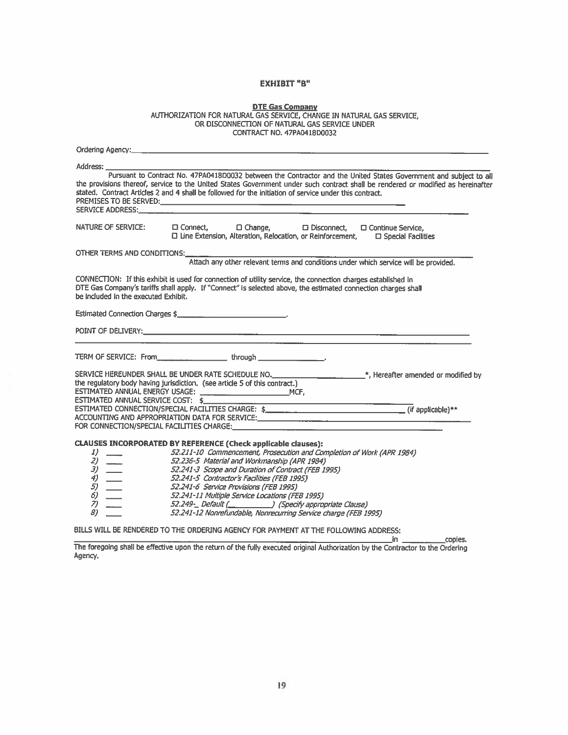# EXHIBIT "B"

**DTE Gas Company**
AUTHORIZATION FOR NATURAL GAS SERVICE, CHANGE IN NATURAL GAS SERVICE, OR DISCONNECTION OF NATURAL GAS SERVICE UNDER CONTRACT NO. 47PA0418D0032

Ordering Agency: ____________________________________________

Address: ____________________________________________

Pursuant to Contract No. 47PA0418D0032 between the Contractor and the United States Government and subject to all the provisions thereof, service to the United States Government under such contract shall be rendered or modified as hereinafter stated. Contract Articles 2 and 4 shall be followed for the initiation of service under this contract.

PREMISES TO BE SERVED: ____________________________________________

SERVICE ADDRESS: ____________________________________________

NATURE OF SERVICE: ☐ Connect, ☐ Change, ☐ Disconnect, ☐ Continue Service, ☐ Line Extension, Alteration, Relocation, or Reinforcement, ☐ Special Facilities

OTHER TERMS AND CONDITIONS: ____________________________________________
Attach any other relevant terms and conditions under which service will be provided.

CONNECTION: If this exhibit is used for connection of utility service, the connection charges established in DTE Gas Company's tariffs shall apply. If "Connect" is selected above, the estimated connection charges shall be included in the executed Exhibit.

Estimated Connection Charges $ ____________________.

POINT OF DELIVERY: ____________________________________________

TERM OF SERVICE: From ______________ through ______________.

SERVICE HEREUNDER SHALL BE UNDER RATE SCHEDULE NO. ______________*, Hereafter amended or modified by the regulatory body having jurisdiction. (see article 5 of this contract.)
ESTIMATED ANNUAL ENERGY USAGE: ______________ MCF,
ESTIMATED ANNUAL SERVICE COST: $ ______________
ESTIMATED CONNECTION/SPECIAL FACILITIES CHARGE: $ ______________ (if applicable)**
ACCOUNTING AND APPROPRIATION DATA FOR SERVICE: ______________
FOR CONNECTION/SPECIAL FACILITIES CHARGE: ______________

**CLAUSES INCORPORATED BY REFERENCE (Check applicable clauses):**

*1)* ____ *52.211-10 Commencement, Prosecution and Completion of Work (APR 1984)*
*2)* ____ *52.236-5 Material and Workmanship (APR 1984)*
*3)* ____ *52.241-3 Scope and Duration of Contract (FEB 1995)*
*4)* ____ *52.241-5 Contractor's Facilities (FEB 1995)*
*5)* ____ *52.241-6 Service Provisions (FEB 1995)*
*6)* ____ *52.241-11 Multiple Service Locations (FEB 1995)*
*7)* ____ *52.249-_ Default (__________) (Specify appropriate Clause)*
*8)* ____ *52.241-12 Nonrefundable, Nonrecurring Service charge (FEB 1995)*

BILLS WILL BE RENDERED TO THE ORDERING AGENCY FOR PAYMENT AT THE FOLLOWING ADDRESS:
____________________________________________ in __________ copies.

The foregoing shall be effective upon the return of the fully executed original Authorization by the Contractor to the Ordering Agency.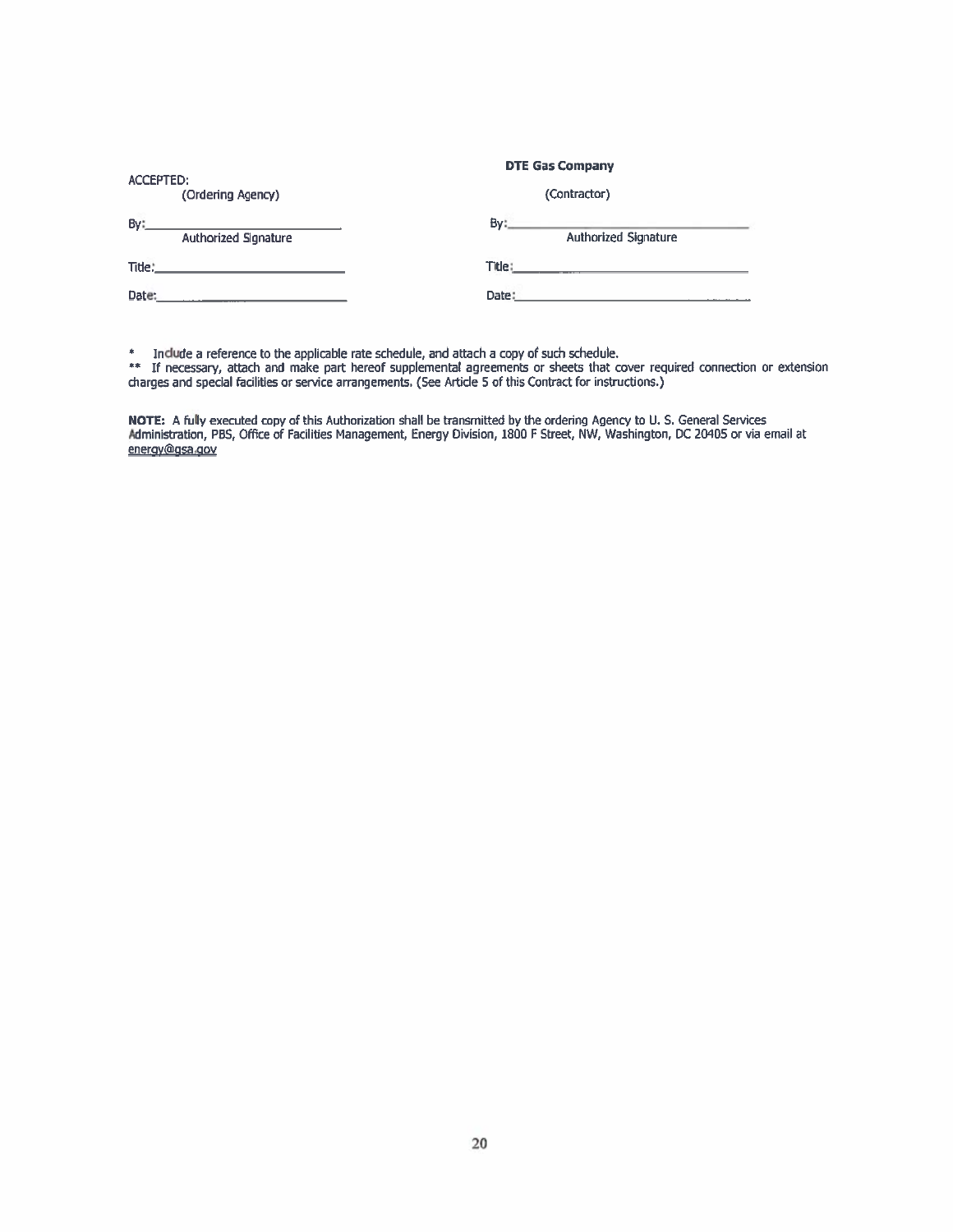| ACCEPTED: (Ordering Agency) | **DTE Gas Company** (Contractor) |
| --- | --- |
| By:______________________ Authorized Signature | By:______________________ Authorized Signature |
| Title:______________________ | Title:______________________ |
| Date:______________________ | Date:______________________ |

\* Include a reference to the applicable rate schedule, and attach a copy of such schedule.

\*\* If necessary, attach and make part hereof supplemental agreements or sheets that cover required connection or extension charges and special facilities or service arrangements. (See Article 5 of this Contract for instructions.)

**NOTE:** A fully executed copy of this Authorization shall be transmitted by the ordering Agency to U. S. General Services Administration, PBS, Office of Facilities Management, Energy Division, 1800 F Street, NW, Washington, DC 20405 or via email at energy@gsa.gov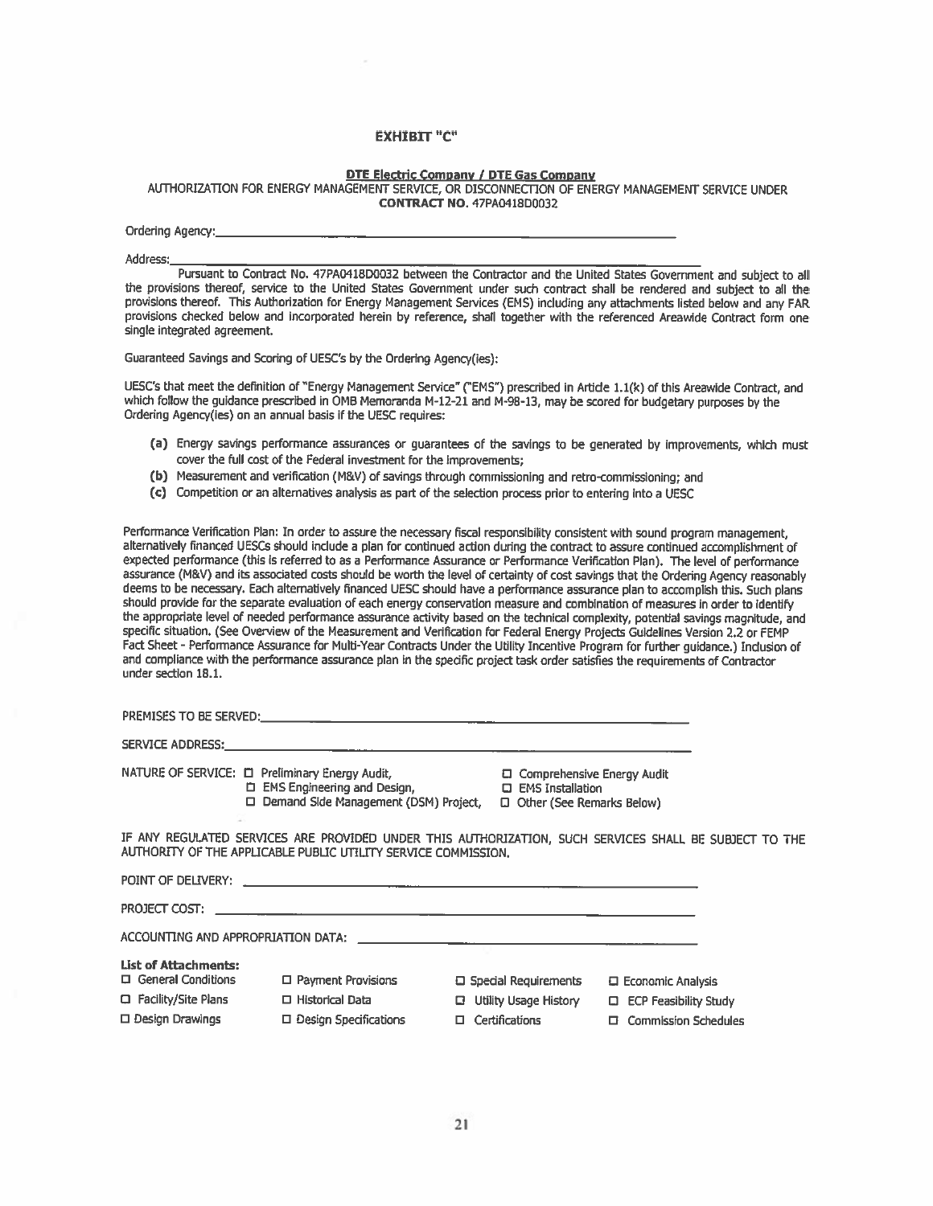# EXHIBIT "C"

**DTE Electric Company / DTE Gas Company**

AUTHORIZATION FOR ENERGY MANAGEMENT SERVICE, OR DISCONNECTION OF ENERGY MANAGEMENT SERVICE UNDER **CONTRACT NO.** 47PA0418D0032

Ordering Agency:\_\_\_\_\_\_\_\_\_\_\_\_\_\_\_\_\_\_\_\_\_\_\_\_\_\_\_\_\_\_\_\_\_\_\_\_\_\_\_\_\_\_\_\_\_\_\_\_\_\_\_\_\_\_\_\_

Address:\_\_\_\_\_\_\_\_\_\_\_\_\_\_\_\_\_\_\_\_\_\_\_\_\_\_\_\_\_\_\_\_\_\_\_\_\_\_\_\_\_\_\_\_\_\_\_\_\_\_\_\_\_\_\_\_\_\_\_\_\_\_

Pursuant to Contract No. 47PA0418D0032 between the Contractor and the United States Government and subject to all the provisions thereof, service to the United States Government under such contract shall be rendered and subject to all the provisions thereof. This Authorization for Energy Management Services (EMS) including any attachments listed below and any FAR provisions checked below and incorporated herein by reference, shall together with the referenced Areawide Contract form one single integrated agreement.

Guaranteed Savings and Scoring of UESC's by the Ordering Agency(ies):

UESC's that meet the definition of "Energy Management Service" ("EMS") prescribed in Article 1.1(k) of this Areawide Contract, and which follow the guidance prescribed in OMB Memoranda M-12-21 and M-98-13, may be scored for budgetary purposes by the Ordering Agency(ies) on an annual basis if the UESC requires:

- **(a)** Energy savings performance assurances or guarantees of the savings to be generated by improvements, which must cover the full cost of the Federal investment for the improvements;
- **(b)** Measurement and verification (M&V) of savings through commissioning and retro-commissioning; and
- **(c)** Competition or an alternatives analysis as part of the selection process prior to entering into a UESC

Performance Verification Plan: In order to assure the necessary fiscal responsibility consistent with sound program management, alternatively financed UESCs should include a plan for continued action during the contract to assure continued accomplishment of expected performance (this is referred to as a Performance Assurance or Performance Verification Plan). The level of performance assurance (M&V) and its associated costs should be worth the level of certainty of cost savings that the Ordering Agency reasonably deems to be necessary. Each alternatively financed UESC should have a performance assurance plan to accomplish this. Such plans should provide for the separate evaluation of each energy conservation measure and combination of measures in order to identify the appropriate level of needed performance assurance activity based on the technical complexity, potential savings magnitude, and specific situation. (See Overview of the Measurement and Verification for Federal Energy Projects Guidelines Version 2.2 or FEMP Fact Sheet - Performance Assurance for Multi-Year Contracts Under the Utility Incentive Program for further guidance.) Inclusion of and compliance with the performance assurance plan in the specific project task order satisfies the requirements of Contractor under section 18.1.

PREMISES TO BE SERVED:\_\_\_\_\_\_\_\_\_\_\_\_\_\_\_\_\_\_\_\_\_\_\_\_\_\_\_\_\_\_\_\_\_\_\_\_\_\_\_\_\_\_\_\_\_\_\_\_\_\_\_\_

SERVICE ADDRESS:\_\_\_\_\_\_\_\_\_\_\_\_\_\_\_\_\_\_\_\_\_\_\_\_\_\_\_\_\_\_\_\_\_\_\_\_\_\_\_\_\_\_\_\_\_\_\_\_\_\_\_\_\_\_\_\_\_

NATURE OF SERVICE:
- ☐ Preliminary Energy Audit,
- ☐ Comprehensive Energy Audit
- ☐ EMS Engineering and Design,
- ☐ EMS Installation
- ☐ Demand Side Management (DSM) Project,
- ☐ Other (See Remarks Below)

IF ANY REGULATED SERVICES ARE PROVIDED UNDER THIS AUTHORIZATION, SUCH SERVICES SHALL BE SUBJECT TO THE AUTHORITY OF THE APPLICABLE PUBLIC UTILITY SERVICE COMMISSION.

POINT OF DELIVERY: \_\_\_\_\_\_\_\_\_\_\_\_\_\_\_\_\_\_\_\_\_\_\_\_\_\_\_\_\_\_\_\_\_\_\_\_\_\_\_\_\_\_\_\_\_\_\_\_\_\_\_\_\_\_\_\_

PROJECT COST: \_\_\_\_\_\_\_\_\_\_\_\_\_\_\_\_\_\_\_\_\_\_\_\_\_\_\_\_\_\_\_\_\_\_\_\_\_\_\_\_\_\_\_\_\_\_\_\_\_\_\_\_\_\_\_\_\_\_\_\_

ACCOUNTING AND APPROPRIATION DATA: \_\_\_\_\_\_\_\_\_\_\_\_\_\_\_\_\_\_\_\_\_\_\_\_\_\_\_\_\_\_\_\_\_\_\_\_\_\_\_\_

**List of Attachments:**

| | | | |
|---|---|---|---|
| ☐ General Conditions | ☐ Payment Provisions | ☐ Special Requirements | ☐ Economic Analysis |
| ☐ Facility/Site Plans | ☐ Historical Data | ☐ Utility Usage History | ☐ ECP Feasibility Study |
| ☐ Design Drawings | ☐ Design Specifications | ☐ Certifications | ☐ Commission Schedules |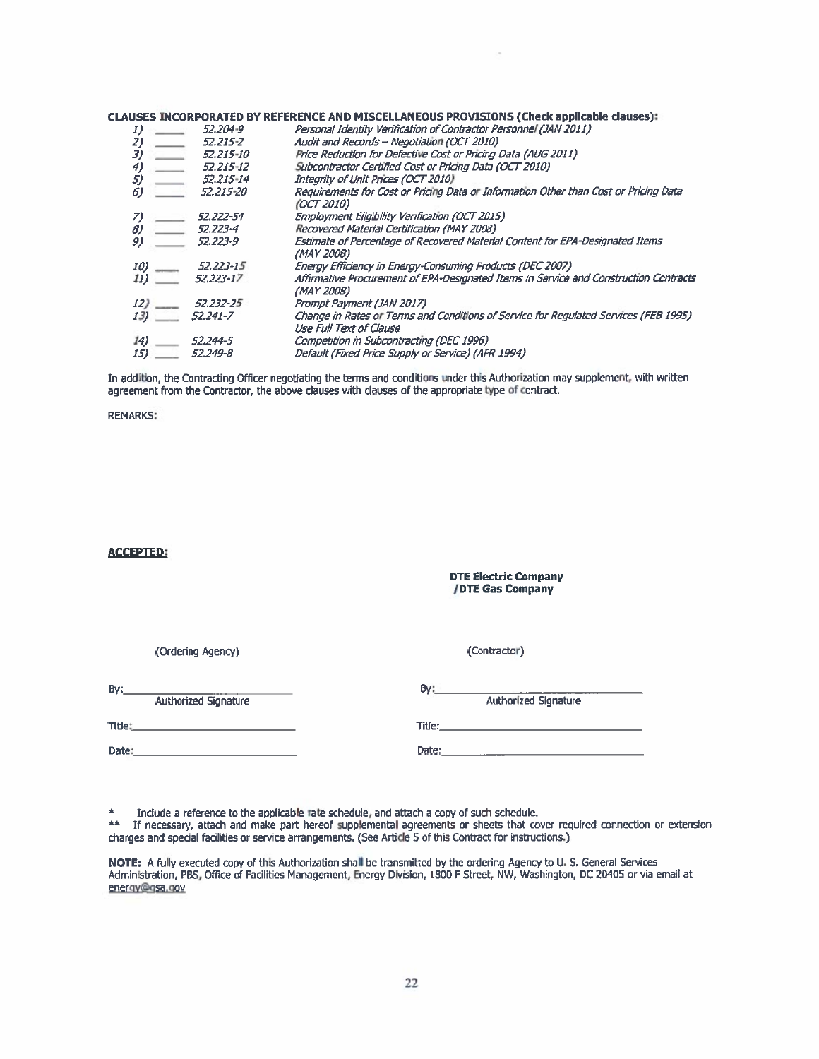**CLAUSES INCORPORATED BY REFERENCE AND MISCELLANEOUS PROVISIONS (Check applicable clauses):**

| | | | |
|---|---|---|---|
| *1)* | _____ | *52.204-9* | *Personal Identity Verification of Contractor Personnel (JAN 2011)* |
| *2)* | _____ | *52.215-2* | *Audit and Records – Negotiation (OCT 2010)* |
| *3)* | _____ | *52.215-10* | *Price Reduction for Defective Cost or Pricing Data (AUG 2011)* |
| *4)* | _____ | *52.215-12* | *Subcontractor Certified Cost or Pricing Data (OCT 2010)* |
| *5)* | _____ | *52.215-14* | *Integrity of Unit Prices (OCT 2010)* |
| *6)* | _____ | *52.215-20* | *Requirements for Cost or Pricing Data or Information Other than Cost or Pricing Data (OCT 2010)* |
| *7)* | _____ | *52.222-54* | *Employment Eligibility Verification (OCT 2015)* |
| *8)* | _____ | *52.223-4* | *Recovered Material Certification (MAY 2008)* |
| *9)* | _____ | *52.223-9* | *Estimate of Percentage of Recovered Material Content for EPA-Designated Items (MAY 2008)* |
| *10)* | ____ | *52.223-15* | *Energy Efficiency in Energy-Consuming Products (DEC 2007)* |
| *11)* | ____ | *52.223-17* | *Affirmative Procurement of EPA-Designated Items in Service and Construction Contracts (MAY 2008)* |
| *12)* | ____ | *52.232-25* | *Prompt Payment (JAN 2017)* |
| *13)* | ____ | *52.241-7* | *Change in Rates or Terms and Conditions of Service for Regulated Services (FEB 1995) Use Full Text of Clause* |
| *14)* | ____ | *52.244-5* | *Competition in Subcontracting (DEC 1996)* |
| *15)* | ____ | *52.249-8* | *Default (Fixed Price Supply or Service) (APR 1994)* |

In addition, the Contracting Officer negotiating the terms and conditions under this Authorization may supplement, with written agreement from the Contractor, the above clauses with clauses of the appropriate type of contract.

REMARKS:

**ACCEPTED:**

| | |
|---|---|
| | **DTE Electric Company /DTE Gas Company** |
| (Ordering Agency) | (Contractor) |
| By:______________________ Authorized Signature | By:______________________ Authorized Signature |
| Title:______________________ | Title:______________________ |
| Date:______________________ | Date:______________________ |

\* Include a reference to the applicable rate schedule, and attach a copy of such schedule.

\*\* If necessary, attach and make part hereof supplemental agreements or sheets that cover required connection or extension charges and special facilities or service arrangements. (See Article 5 of this Contract for instructions.)

**NOTE:** A fully executed copy of this Authorization shall be transmitted by the ordering Agency to U. S. General Services Administration, PBS, Office of Facilities Management, Energy Division, 1800 F Street, NW, Washington, DC 20405 or via email at energy@gsa.gov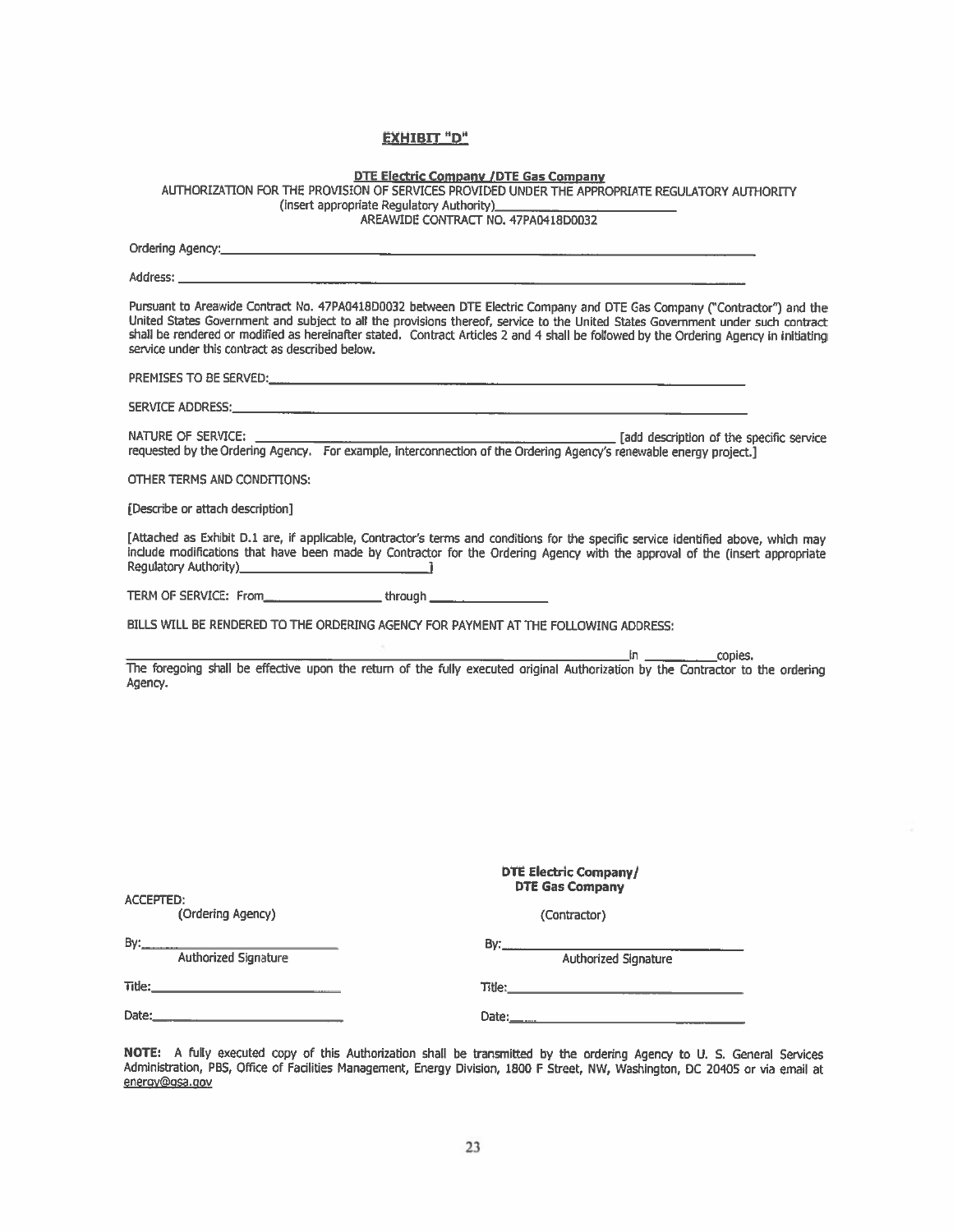# EXHIBIT "D"

**DTE Electric Company /DTE Gas Company**

AUTHORIZATION FOR THE PROVISION OF SERVICES PROVIDED UNDER THE APPROPRIATE REGULATORY AUTHORITY
(insert appropriate Regulatory Authority)________________________
AREAWIDE CONTRACT NO. 47PA0418D0032

Ordering Agency:________________________________________________________________

Address: ________________________________________________________________

Pursuant to Areawide Contract No. 47PA0418D0032 between DTE Electric Company and DTE Gas Company ("Contractor") and the United States Government and subject to all the provisions thereof, service to the United States Government under such contract shall be rendered or modified as hereinafter stated. Contract Articles 2 and 4 shall be followed by the Ordering Agency in initiating service under this contract as described below.

PREMISES TO BE SERVED:________________________________________________________________

SERVICE ADDRESS:________________________________________________________________

NATURE OF SERVICE: ________________________________________ [add description of the specific service requested by the Ordering Agency. For example, interconnection of the Ordering Agency's renewable energy project.]

OTHER TERMS AND CONDITIONS:

[Describe or attach description]

[Attached as Exhibit D.1 are, if applicable, Contractor's terms and conditions for the specific service identified above, which may include modifications that have been made by Contractor for the Ordering Agency with the approval of the (insert appropriate Regulatory Authority)__________________________]

TERM OF SERVICE: From________________ through ________________

BILLS WILL BE RENDERED TO THE ORDERING AGENCY FOR PAYMENT AT THE FOLLOWING ADDRESS:

________________________________________________________________ in __________copies.

The foregoing shall be effective upon the return of the fully executed original Authorization by the Contractor to the ordering Agency.

| ACCEPTED: (Ordering Agency) | **DTE Electric Company/ DTE Gas Company** (Contractor) |
|---|---|
| By:__________________________ Authorized Signature | By:__________________________ Authorized Signature |
| Title:__________________________ | Title:__________________________ |
| Date:__________________________ | Date:__________________________ |

**NOTE:** A fully executed copy of this Authorization shall be transmitted by the ordering Agency to U. S. General Services Administration, PBS, Office of Facilities Management, Energy Division, 1800 F Street, NW, Washington, DC 20405 or via email at energy@gsa.gov